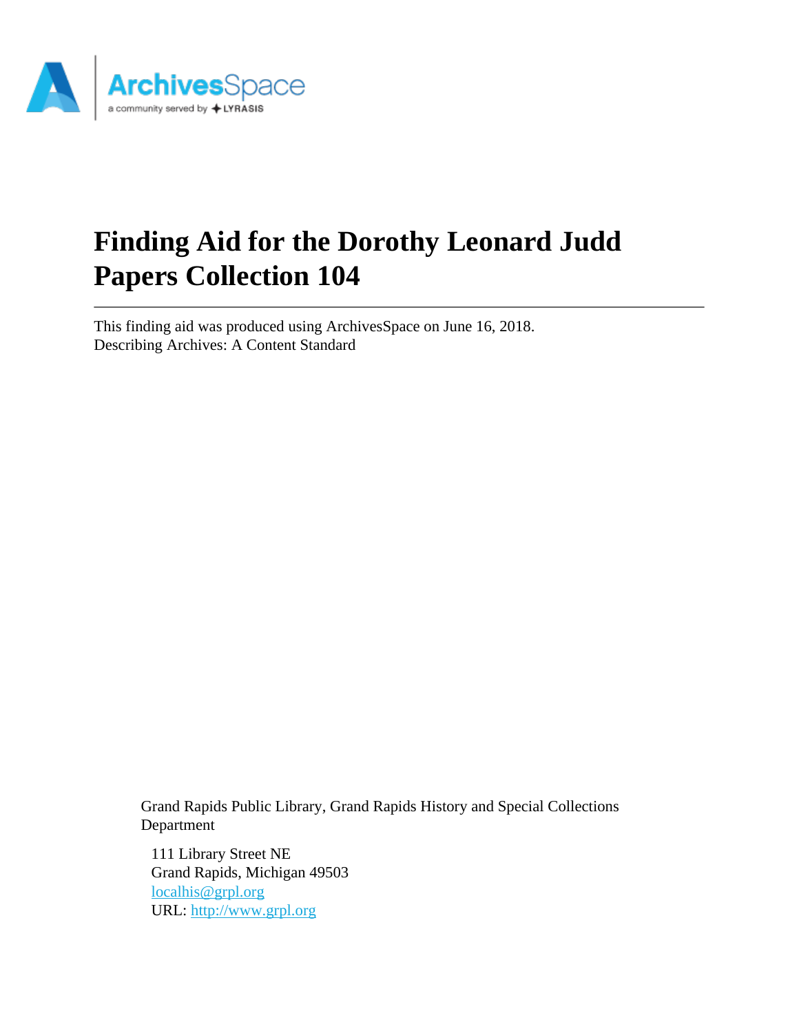# Finding Aid for the Dorothy Leonard Judd Papers Collection 104

This finding aid was produced using ArchivesSpace on June 16, 2018.
Describing Archives: A Content Standard

Grand Rapids Public Library, Grand Rapids History and Special Collections Department

111 Library Street NE
Grand Rapids, Michigan 49503
localhis@grpl.org
URL: http://www.grpl.org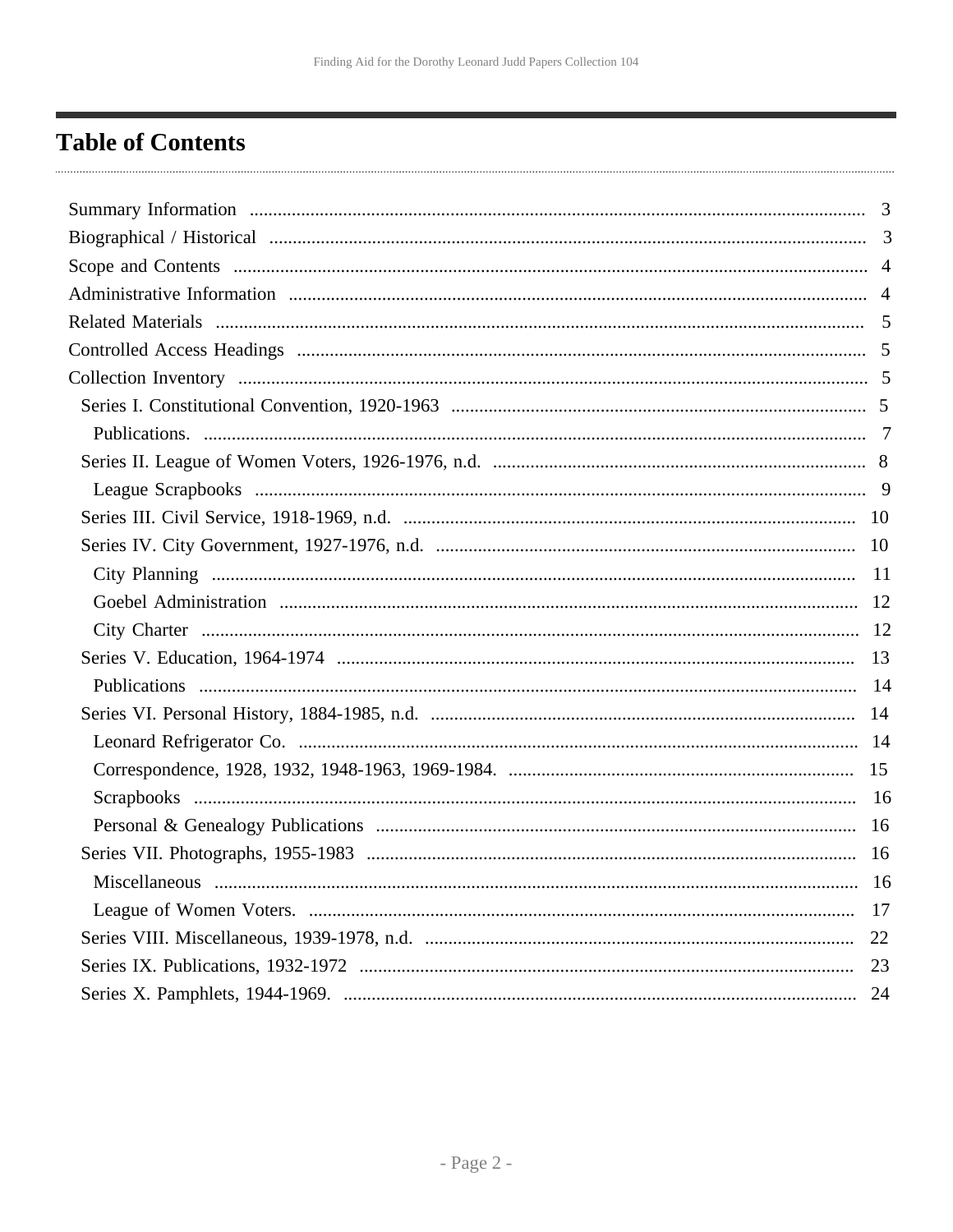# Table of Contents

- Summary Information ... 3
- Biographical / Historical ... 3
- Scope and Contents ... 4
- Administrative Information ... 4
- Related Materials ... 5
- Controlled Access Headings ... 5
- Collection Inventory ... 5
  - Series I. Constitutional Convention, 1920-1963 ... 5
    - Publications. ... 7
  - Series II. League of Women Voters, 1926-1976, n.d. ... 8
    - League Scrapbooks ... 9
  - Series III. Civil Service, 1918-1969, n.d. ... 10
  - Series IV. City Government, 1927-1976, n.d. ... 10
    - City Planning ... 11
    - Goebel Administration ... 12
    - City Charter ... 12
  - Series V. Education, 1964-1974 ... 13
    - Publications ... 14
  - Series VI. Personal History, 1884-1985, n.d. ... 14
    - Leonard Refrigerator Co. ... 14
    - Correspondence, 1928, 1932, 1948-1963, 1969-1984. ... 15
    - Scrapbooks ... 16
    - Personal & Genealogy Publications ... 16
  - Series VII. Photographs, 1955-1983 ... 16
    - Miscellaneous ... 16
    - League of Women Voters. ... 17
  - Series VIII. Miscellaneous, 1939-1978, n.d. ... 22
  - Series IX. Publications, 1932-1972 ... 23
  - Series X. Pamphlets, 1944-1969. ... 24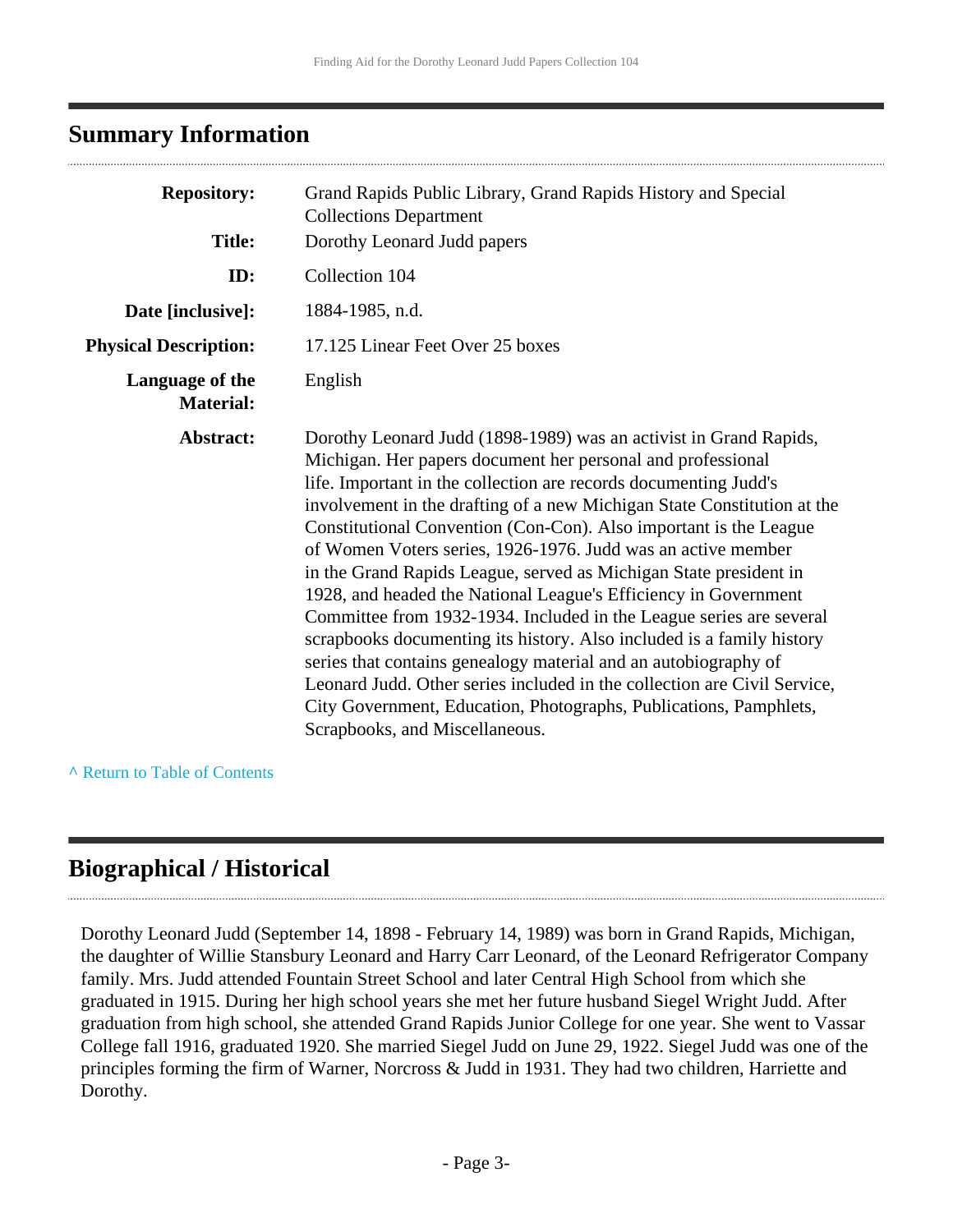## Summary Information

| | |
|---|---|
| **Repository:** | Grand Rapids Public Library, Grand Rapids History and Special Collections Department |
| **Title:** | Dorothy Leonard Judd papers |
| **ID:** | Collection 104 |
| **Date [inclusive]:** | 1884-1985, n.d. |
| **Physical Description:** | 17.125 Linear Feet Over 25 boxes |
| **Language of the Material:** | English |
| **Abstract:** | Dorothy Leonard Judd (1898-1989) was an activist in Grand Rapids, Michigan. Her papers document her personal and professional life. Important in the collection are records documenting Judd's involvement in the drafting of a new Michigan State Constitution at the Constitutional Convention (Con-Con). Also important is the League of Women Voters series, 1926-1976. Judd was an active member in the Grand Rapids League, served as Michigan State president in 1928, and headed the National League's Efficiency in Government Committee from 1932-1934. Included in the League series are several scrapbooks documenting its history. Also included is a family history series that contains genealogy material and an autobiography of Leonard Judd. Other series included in the collection are Civil Service, City Government, Education, Photographs, Publications, Pamphlets, Scrapbooks, and Miscellaneous. |

^ Return to Table of Contents

## Biographical / Historical

Dorothy Leonard Judd (September 14, 1898 - February 14, 1989) was born in Grand Rapids, Michigan, the daughter of Willie Stansbury Leonard and Harry Carr Leonard, of the Leonard Refrigerator Company family. Mrs. Judd attended Fountain Street School and later Central High School from which she graduated in 1915. During her high school years she met her future husband Siegel Wright Judd. After graduation from high school, she attended Grand Rapids Junior College for one year. She went to Vassar College fall 1916, graduated 1920. She married Siegel Judd on June 29, 1922. Siegel Judd was one of the principles forming the firm of Warner, Norcross & Judd in 1931. They had two children, Harriette and Dorothy.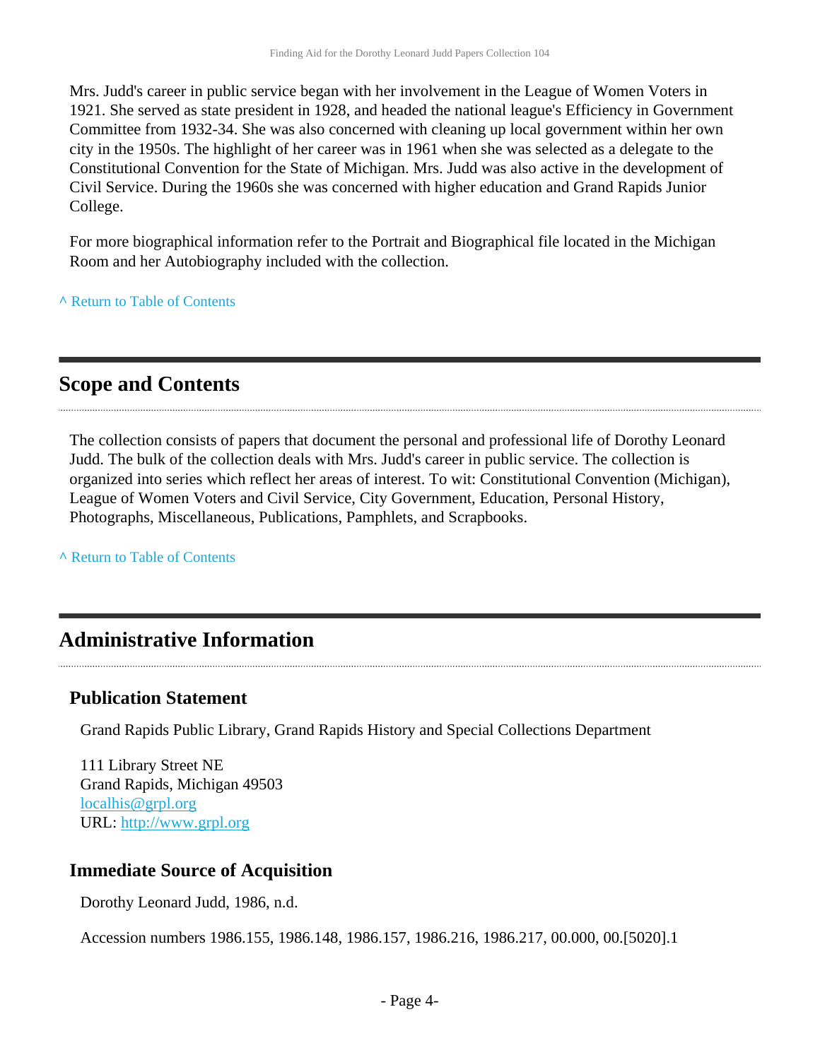Mrs. Judd's career in public service began with her involvement in the League of Women Voters in 1921. She served as state president in 1928, and headed the national league's Efficiency in Government Committee from 1932-34. She was also concerned with cleaning up local government within her own city in the 1950s. The highlight of her career was in 1961 when she was selected as a delegate to the Constitutional Convention for the State of Michigan. Mrs. Judd was also active in the development of Civil Service. During the 1960s she was concerned with higher education and Grand Rapids Junior College.

For more biographical information refer to the Portrait and Biographical file located in the Michigan Room and her Autobiography included with the collection.

^ Return to Table of Contents

## Scope and Contents

The collection consists of papers that document the personal and professional life of Dorothy Leonard Judd. The bulk of the collection deals with Mrs. Judd's career in public service. The collection is organized into series which reflect her areas of interest. To wit: Constitutional Convention (Michigan), League of Women Voters and Civil Service, City Government, Education, Personal History, Photographs, Miscellaneous, Publications, Pamphlets, and Scrapbooks.

^ Return to Table of Contents

## Administrative Information

### Publication Statement

Grand Rapids Public Library, Grand Rapids History and Special Collections Department

111 Library Street NE
Grand Rapids, Michigan 49503
localhis@grpl.org
URL: http://www.grpl.org

### Immediate Source of Acquisition

Dorothy Leonard Judd, 1986, n.d.

Accession numbers 1986.155, 1986.148, 1986.157, 1986.216, 1986.217, 00.000, 00.[5020].1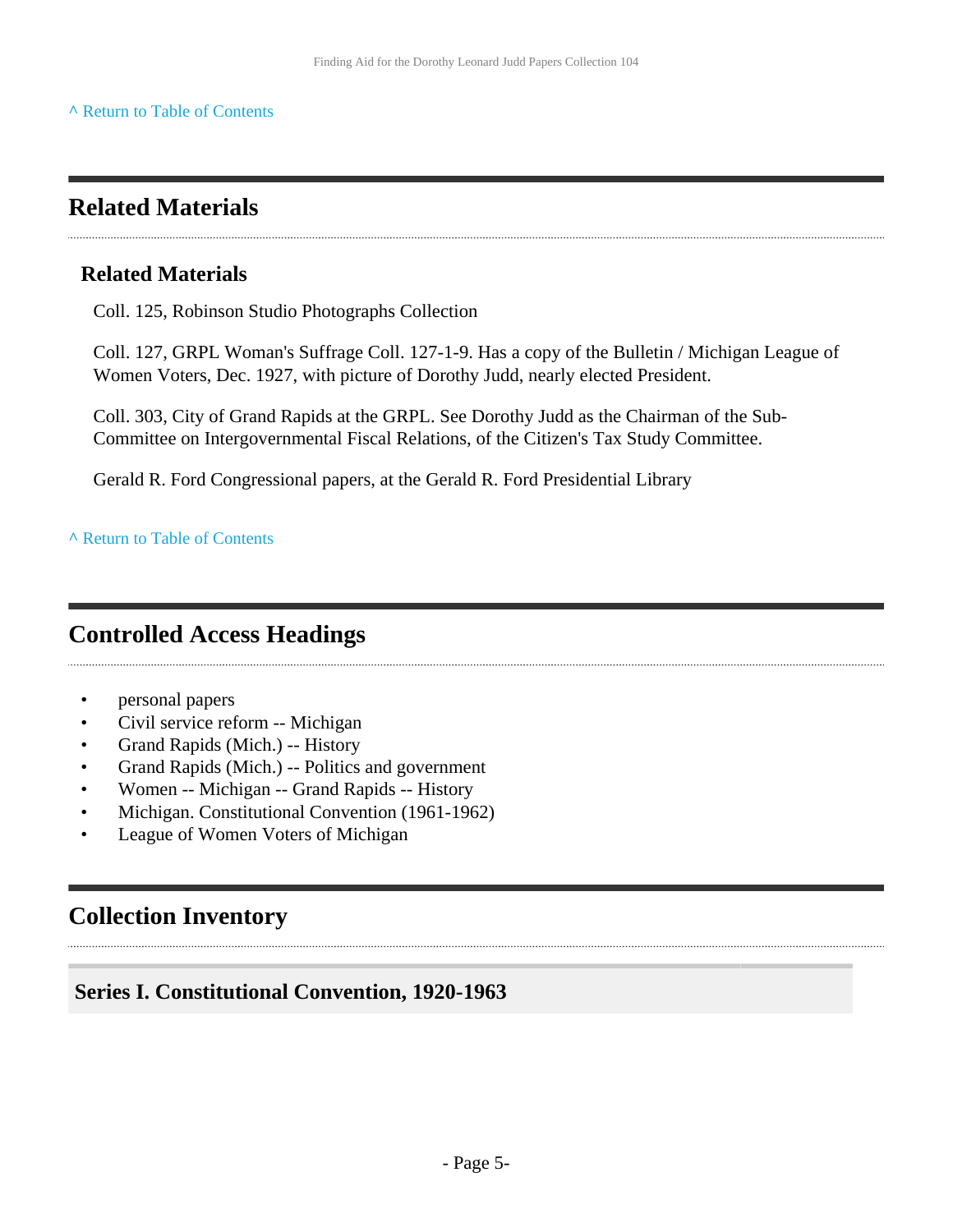^ Return to Table of Contents

## Related Materials

### Related Materials

Coll. 125, Robinson Studio Photographs Collection

Coll. 127, GRPL Woman's Suffrage Coll. 127-1-9. Has a copy of the Bulletin / Michigan League of Women Voters, Dec. 1927, with picture of Dorothy Judd, nearly elected President.

Coll. 303, City of Grand Rapids at the GRPL. See Dorothy Judd as the Chairman of the Sub-Committee on Intergovernmental Fiscal Relations, of the Citizen's Tax Study Committee.

Gerald R. Ford Congressional papers, at the Gerald R. Ford Presidential Library

^ Return to Table of Contents

## Controlled Access Headings

- personal papers
- Civil service reform -- Michigan
- Grand Rapids (Mich.) -- History
- Grand Rapids (Mich.) -- Politics and government
- Women -- Michigan -- Grand Rapids -- History
- Michigan. Constitutional Convention (1961-1962)
- League of Women Voters of Michigan

## Collection Inventory

### Series I. Constitutional Convention, 1920-1963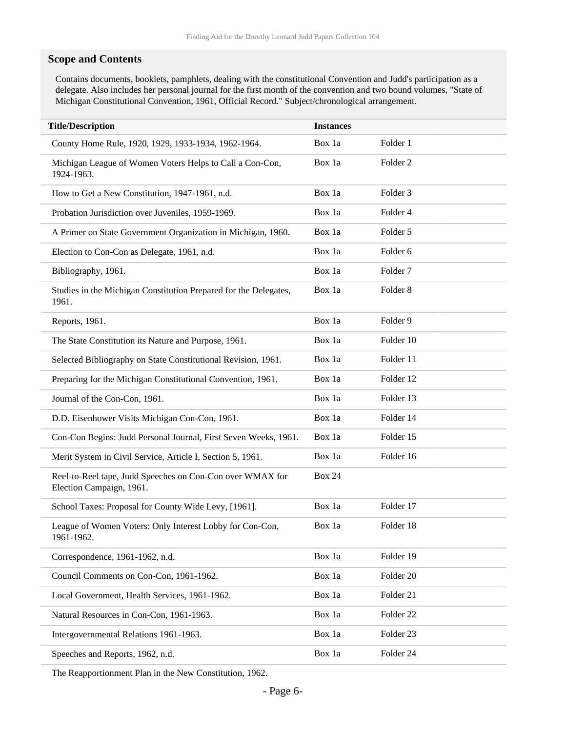## Scope and Contents

Contains documents, booklets, pamphlets, dealing with the constitutional Convention and Judd's participation as a delegate. Also includes her personal journal for the first month of the convention and two bound volumes, "State of Michigan Constitutional Convention, 1961, Official Record." Subject/chronological arrangement.

| Title/Description | Instances | |
|---|---|---|
| County Home Rule, 1920, 1929, 1933-1934, 1962-1964. | Box 1a | Folder 1 |
| Michigan League of Women Voters Helps to Call a Con-Con, 1924-1963. | Box 1a | Folder 2 |
| How to Get a New Constitution, 1947-1961, n.d. | Box 1a | Folder 3 |
| Probation Jurisdiction over Juveniles, 1959-1969. | Box 1a | Folder 4 |
| A Primer on State Government Organization in Michigan, 1960. | Box 1a | Folder 5 |
| Election to Con-Con as Delegate, 1961, n.d. | Box 1a | Folder 6 |
| Bibliography, 1961. | Box 1a | Folder 7 |
| Studies in the Michigan Constitution Prepared for the Delegates, 1961. | Box 1a | Folder 8 |
| Reports, 1961. | Box 1a | Folder 9 |
| The State Constitution its Nature and Purpose, 1961. | Box 1a | Folder 10 |
| Selected Bibliography on State Constitutional Revision, 1961. | Box 1a | Folder 11 |
| Preparing for the Michigan Constitutional Convention, 1961. | Box 1a | Folder 12 |
| Journal of the Con-Con, 1961. | Box 1a | Folder 13 |
| D.D. Eisenhower Visits Michigan Con-Con, 1961. | Box 1a | Folder 14 |
| Con-Con Begins: Judd Personal Journal, First Seven Weeks, 1961. | Box 1a | Folder 15 |
| Merit System in Civil Service, Article I, Section 5, 1961. | Box 1a | Folder 16 |
| Reel-to-Reel tape, Judd Speeches on Con-Con over WMAX for Election Campaign, 1961. | Box 24 | |
| School Taxes: Proposal for County Wide Levy, [1961]. | Box 1a | Folder 17 |
| League of Women Voters: Only Interest Lobby for Con-Con, 1961-1962. | Box 1a | Folder 18 |
| Correspondence, 1961-1962, n.d. | Box 1a | Folder 19 |
| Council Comments on Con-Con, 1961-1962. | Box 1a | Folder 20 |
| Local Government, Health Services, 1961-1962. | Box 1a | Folder 21 |
| Natural Resources in Con-Con, 1961-1963. | Box 1a | Folder 22 |
| Intergovernmental Relations 1961-1963. | Box 1a | Folder 23 |
| Speeches and Reports, 1962, n.d. | Box 1a | Folder 24 |
| The Reapportionment Plan in the New Constitution, 1962. | | |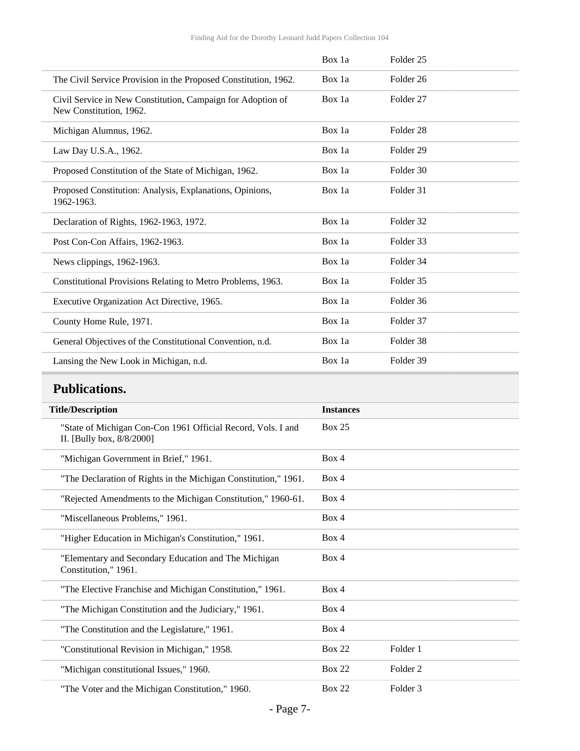| | | |
|---|---|---|
| | Box 1a | Folder 25 |
| The Civil Service Provision in the Proposed Constitution, 1962. | Box 1a | Folder 26 |
| Civil Service in New Constitution, Campaign for Adoption of New Constitution, 1962. | Box 1a | Folder 27 |
| Michigan Alumnus, 1962. | Box 1a | Folder 28 |
| Law Day U.S.A., 1962. | Box 1a | Folder 29 |
| Proposed Constitution of the State of Michigan, 1962. | Box 1a | Folder 30 |
| Proposed Constitution: Analysis, Explanations, Opinions, 1962-1963. | Box 1a | Folder 31 |
| Declaration of Rights, 1962-1963, 1972. | Box 1a | Folder 32 |
| Post Con-Con Affairs, 1962-1963. | Box 1a | Folder 33 |
| News clippings, 1962-1963. | Box 1a | Folder 34 |
| Constitutional Provisions Relating to Metro Problems, 1963. | Box 1a | Folder 35 |
| Executive Organization Act Directive, 1965. | Box 1a | Folder 36 |
| County Home Rule, 1971. | Box 1a | Folder 37 |
| General Objectives of the Constitutional Convention, n.d. | Box 1a | Folder 38 |
| Lansing the New Look in Michigan, n.d. | Box 1a | Folder 39 |

## Publications.

| Title/Description | Instances | |
|---|---|---|
| "State of Michigan Con-Con 1961 Official Record, Vols. I and II. [Bully box, 8/8/2000] | Box 25 | |
| "Michigan Government in Brief," 1961. | Box 4 | |
| "The Declaration of Rights in the Michigan Constitution," 1961. | Box 4 | |
| "Rejected Amendments to the Michigan Constitution," 1960-61. | Box 4 | |
| "Miscellaneous Problems," 1961. | Box 4 | |
| "Higher Education in Michigan's Constitution," 1961. | Box 4 | |
| "Elementary and Secondary Education and The Michigan Constitution," 1961. | Box 4 | |
| "The Elective Franchise and Michigan Constitution," 1961. | Box 4 | |
| "The Michigan Constitution and the Judiciary," 1961. | Box 4 | |
| "The Constitution and the Legislature," 1961. | Box 4 | |
| "Constitutional Revision in Michigan," 1958. | Box 22 | Folder 1 |
| "Michigan constitutional Issues," 1960. | Box 22 | Folder 2 |
| "The Voter and the Michigan Constitution," 1960. | Box 22 | Folder 3 |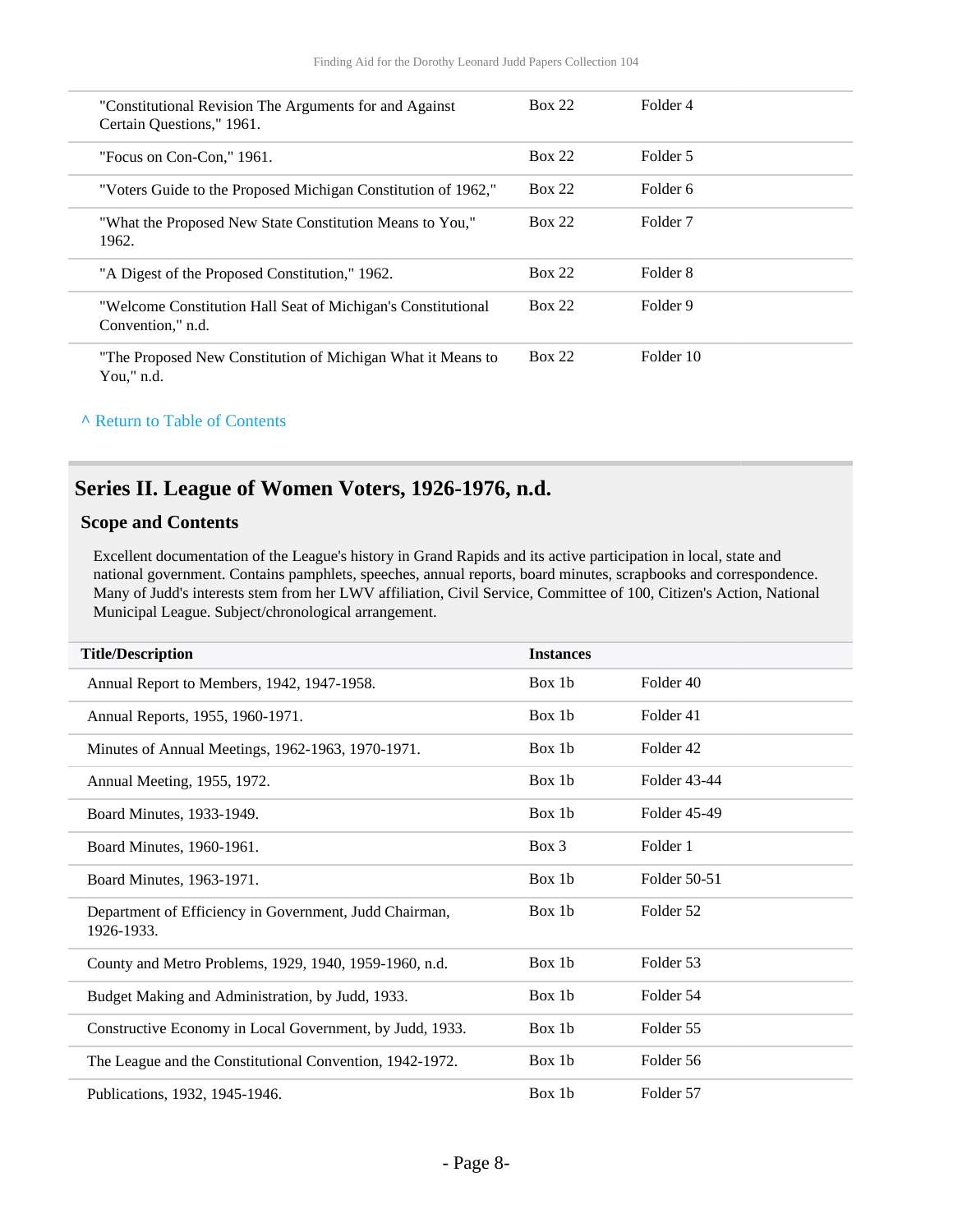| | | |
|---|---|---|
| "Constitutional Revision The Arguments for and Against Certain Questions," 1961. | Box 22 | Folder 4 |
| "Focus on Con-Con," 1961. | Box 22 | Folder 5 |
| "Voters Guide to the Proposed Michigan Constitution of 1962," | Box 22 | Folder 6 |
| "What the Proposed New State Constitution Means to You," 1962. | Box 22 | Folder 7 |
| "A Digest of the Proposed Constitution," 1962. | Box 22 | Folder 8 |
| "Welcome Constitution Hall Seat of Michigan's Constitutional Convention," n.d. | Box 22 | Folder 9 |
| "The Proposed New Constitution of Michigan What it Means to You," n.d. | Box 22 | Folder 10 |

^ Return to Table of Contents

## Series II. League of Women Voters, 1926-1976, n.d.

### Scope and Contents

Excellent documentation of the League's history in Grand Rapids and its active participation in local, state and national government. Contains pamphlets, speeches, annual reports, board minutes, scrapbooks and correspondence. Many of Judd's interests stem from her LWV affiliation, Civil Service, Committee of 100, Citizen's Action, National Municipal League. Subject/chronological arrangement.

| Title/Description | Instances | |
|---|---|---|
| Annual Report to Members, 1942, 1947-1958. | Box 1b | Folder 40 |
| Annual Reports, 1955, 1960-1971. | Box 1b | Folder 41 |
| Minutes of Annual Meetings, 1962-1963, 1970-1971. | Box 1b | Folder 42 |
| Annual Meeting, 1955, 1972. | Box 1b | Folder 43-44 |
| Board Minutes, 1933-1949. | Box 1b | Folder 45-49 |
| Board Minutes, 1960-1961. | Box 3 | Folder 1 |
| Board Minutes, 1963-1971. | Box 1b | Folder 50-51 |
| Department of Efficiency in Government, Judd Chairman, 1926-1933. | Box 1b | Folder 52 |
| County and Metro Problems, 1929, 1940, 1959-1960, n.d. | Box 1b | Folder 53 |
| Budget Making and Administration, by Judd, 1933. | Box 1b | Folder 54 |
| Constructive Economy in Local Government, by Judd, 1933. | Box 1b | Folder 55 |
| The League and the Constitutional Convention, 1942-1972. | Box 1b | Folder 56 |
| Publications, 1932, 1945-1946. | Box 1b | Folder 57 |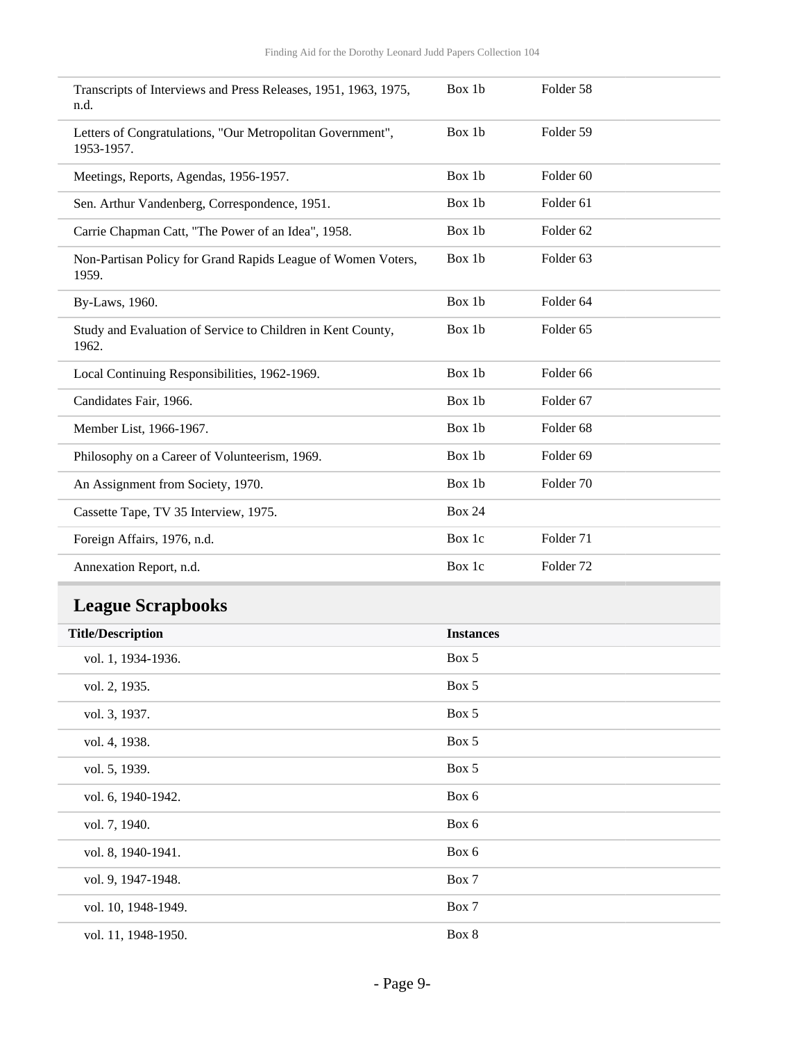| | | |
|---|---|---|
| Transcripts of Interviews and Press Releases, 1951, 1963, 1975, n.d. | Box 1b | Folder 58 |
| Letters of Congratulations, "Our Metropolitan Government", 1953-1957. | Box 1b | Folder 59 |
| Meetings, Reports, Agendas, 1956-1957. | Box 1b | Folder 60 |
| Sen. Arthur Vandenberg, Correspondence, 1951. | Box 1b | Folder 61 |
| Carrie Chapman Catt, "The Power of an Idea", 1958. | Box 1b | Folder 62 |
| Non-Partisan Policy for Grand Rapids League of Women Voters, 1959. | Box 1b | Folder 63 |
| By-Laws, 1960. | Box 1b | Folder 64 |
| Study and Evaluation of Service to Children in Kent County, 1962. | Box 1b | Folder 65 |
| Local Continuing Responsibilities, 1962-1969. | Box 1b | Folder 66 |
| Candidates Fair, 1966. | Box 1b | Folder 67 |
| Member List, 1966-1967. | Box 1b | Folder 68 |
| Philosophy on a Career of Volunteerism, 1969. | Box 1b | Folder 69 |
| An Assignment from Society, 1970. | Box 1b | Folder 70 |
| Cassette Tape, TV 35 Interview, 1975. | Box 24 | |
| Foreign Affairs, 1976, n.d. | Box 1c | Folder 71 |
| Annexation Report, n.d. | Box 1c | Folder 72 |

## League Scrapbooks

| Title/Description | Instances |
|---|---|
| vol. 1, 1934-1936. | Box 5 |
| vol. 2, 1935. | Box 5 |
| vol. 3, 1937. | Box 5 |
| vol. 4, 1938. | Box 5 |
| vol. 5, 1939. | Box 5 |
| vol. 6, 1940-1942. | Box 6 |
| vol. 7, 1940. | Box 6 |
| vol. 8, 1940-1941. | Box 6 |
| vol. 9, 1947-1948. | Box 7 |
| vol. 10, 1948-1949. | Box 7 |
| vol. 11, 1948-1950. | Box 8 |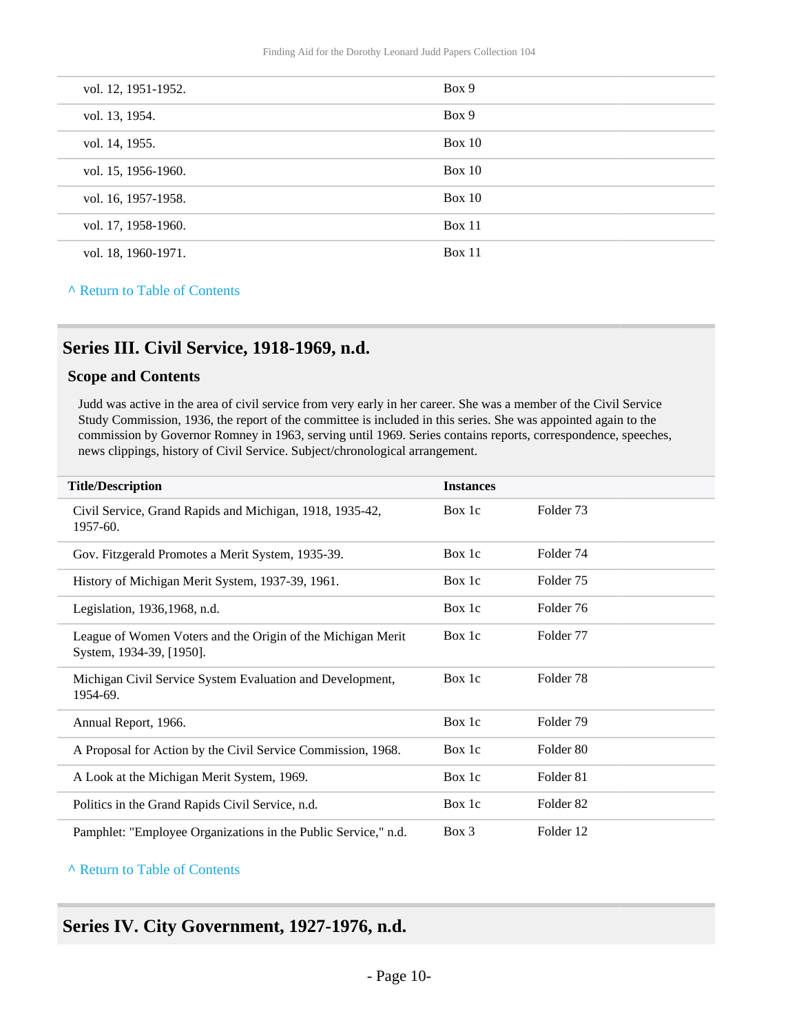| | |
|---|---|
| vol. 12, 1951-1952. | Box 9 |
| vol. 13, 1954. | Box 9 |
| vol. 14, 1955. | Box 10 |
| vol. 15, 1956-1960. | Box 10 |
| vol. 16, 1957-1958. | Box 10 |
| vol. 17, 1958-1960. | Box 11 |
| vol. 18, 1960-1971. | Box 11 |

^ Return to Table of Contents

## Series III. Civil Service, 1918-1969, n.d.

### Scope and Contents

Judd was active in the area of civil service from very early in her career. She was a member of the Civil Service Study Commission, 1936, the report of the committee is included in this series. She was appointed again to the commission by Governor Romney in 1963, serving until 1969. Series contains reports, correspondence, speeches, news clippings, history of Civil Service. Subject/chronological arrangement.

| Title/Description | Instances | |
|---|---|---|
| Civil Service, Grand Rapids and Michigan, 1918, 1935-42, 1957-60. | Box 1c | Folder 73 |
| Gov. Fitzgerald Promotes a Merit System, 1935-39. | Box 1c | Folder 74 |
| History of Michigan Merit System, 1937-39, 1961. | Box 1c | Folder 75 |
| Legislation, 1936,1968, n.d. | Box 1c | Folder 76 |
| League of Women Voters and the Origin of the Michigan Merit System, 1934-39, [1950]. | Box 1c | Folder 77 |
| Michigan Civil Service System Evaluation and Development, 1954-69. | Box 1c | Folder 78 |
| Annual Report, 1966. | Box 1c | Folder 79 |
| A Proposal for Action by the Civil Service Commission, 1968. | Box 1c | Folder 80 |
| A Look at the Michigan Merit System, 1969. | Box 1c | Folder 81 |
| Politics in the Grand Rapids Civil Service, n.d. | Box 1c | Folder 82 |
| Pamphlet: "Employee Organizations in the Public Service," n.d. | Box 3 | Folder 12 |

^ Return to Table of Contents

## Series IV. City Government, 1927-1976, n.d.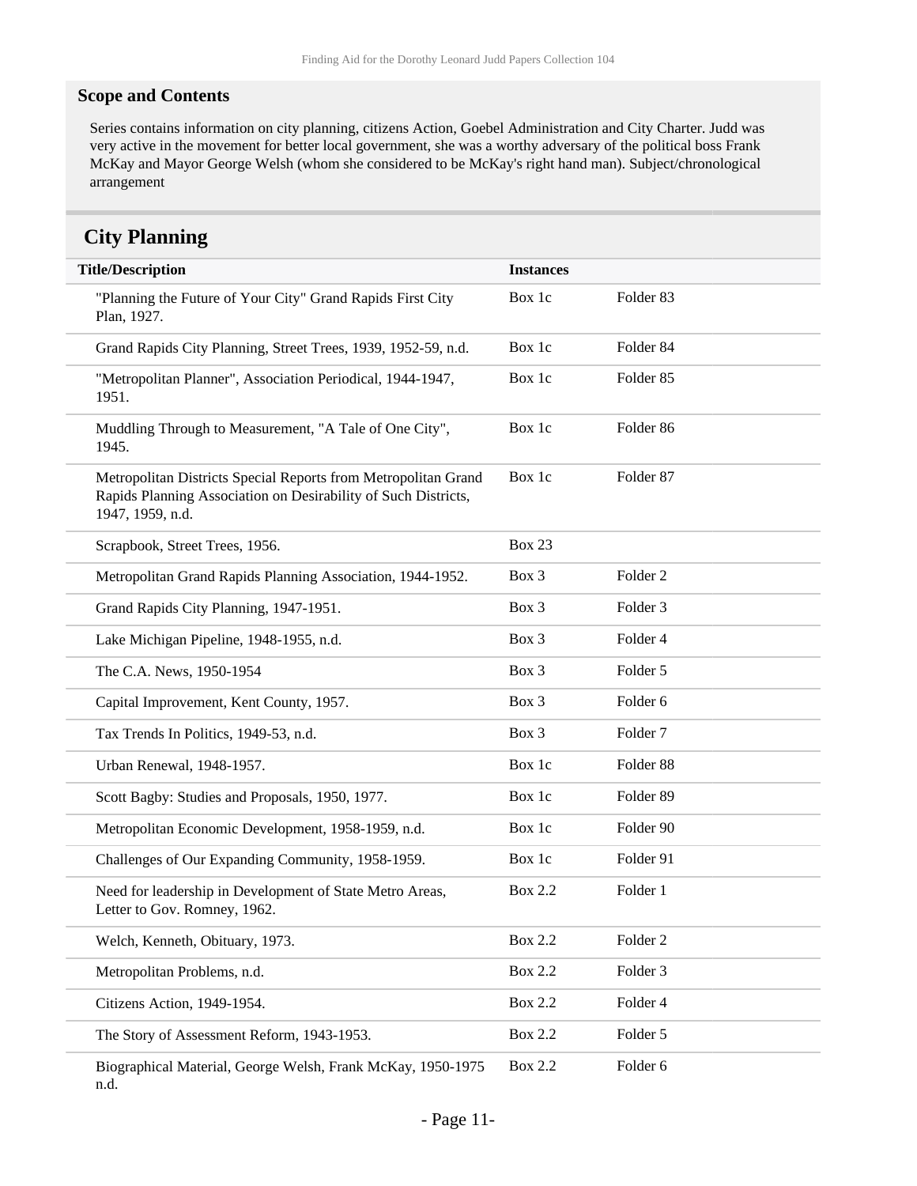### Scope and Contents

Series contains information on city planning, citizens Action, Goebel Administration and City Charter. Judd was very active in the movement for better local government, she was a worthy adversary of the political boss Frank McKay and Mayor George Welsh (whom she considered to be McKay's right hand man). Subject/chronological arrangement

## City Planning

| Title/Description | Instances | |
|---|---|---|
| "Planning the Future of Your City" Grand Rapids First City Plan, 1927. | Box 1c | Folder 83 |
| Grand Rapids City Planning, Street Trees, 1939, 1952-59, n.d. | Box 1c | Folder 84 |
| "Metropolitan Planner", Association Periodical, 1944-1947, 1951. | Box 1c | Folder 85 |
| Muddling Through to Measurement, "A Tale of One City", 1945. | Box 1c | Folder 86 |
| Metropolitan Districts Special Reports from Metropolitan Grand Rapids Planning Association on Desirability of Such Districts, 1947, 1959, n.d. | Box 1c | Folder 87 |
| Scrapbook, Street Trees, 1956. | Box 23 | |
| Metropolitan Grand Rapids Planning Association, 1944-1952. | Box 3 | Folder 2 |
| Grand Rapids City Planning, 1947-1951. | Box 3 | Folder 3 |
| Lake Michigan Pipeline, 1948-1955, n.d. | Box 3 | Folder 4 |
| The C.A. News, 1950-1954 | Box 3 | Folder 5 |
| Capital Improvement, Kent County, 1957. | Box 3 | Folder 6 |
| Tax Trends In Politics, 1949-53, n.d. | Box 3 | Folder 7 |
| Urban Renewal, 1948-1957. | Box 1c | Folder 88 |
| Scott Bagby: Studies and Proposals, 1950, 1977. | Box 1c | Folder 89 |
| Metropolitan Economic Development, 1958-1959, n.d. | Box 1c | Folder 90 |
| Challenges of Our Expanding Community, 1958-1959. | Box 1c | Folder 91 |
| Need for leadership in Development of State Metro Areas, Letter to Gov. Romney, 1962. | Box 2.2 | Folder 1 |
| Welch, Kenneth, Obituary, 1973. | Box 2.2 | Folder 2 |
| Metropolitan Problems, n.d. | Box 2.2 | Folder 3 |
| Citizens Action, 1949-1954. | Box 2.2 | Folder 4 |
| The Story of Assessment Reform, 1943-1953. | Box 2.2 | Folder 5 |
| Biographical Material, George Welsh, Frank McKay, 1950-1975 n.d. | Box 2.2 | Folder 6 |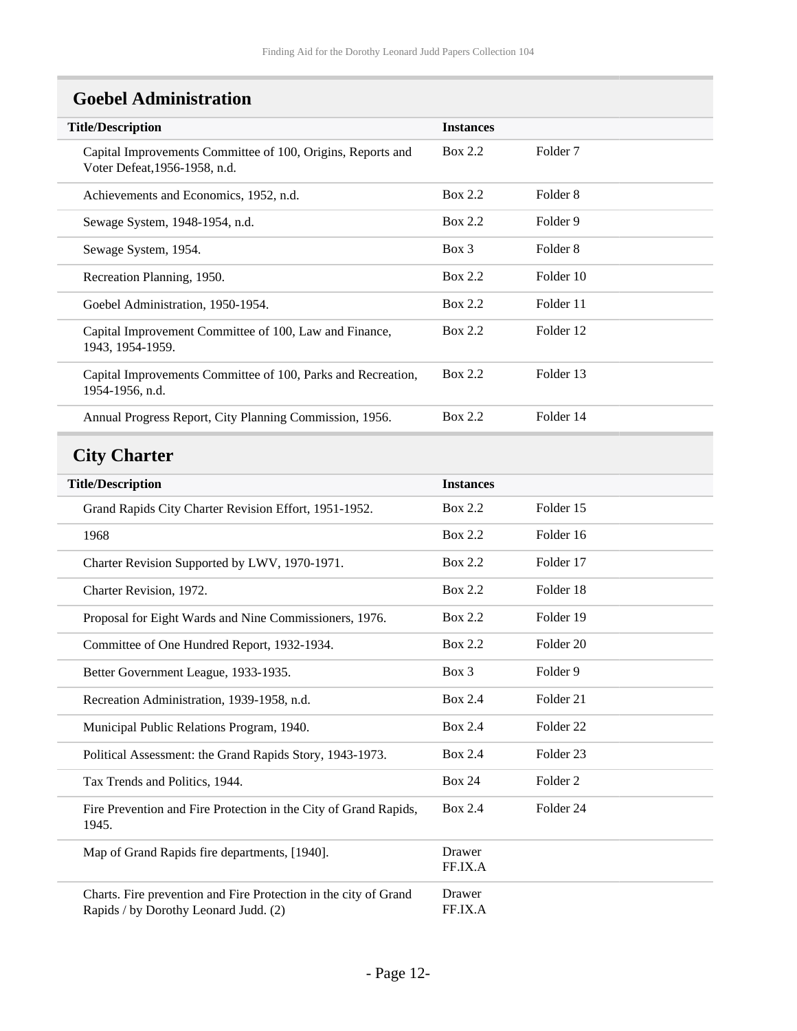## Goebel Administration

| Title/Description | Instances | |
|---|---|---|
| Capital Improvements Committee of 100, Origins, Reports and Voter Defeat,1956-1958, n.d. | Box 2.2 | Folder 7 |
| Achievements and Economics, 1952, n.d. | Box 2.2 | Folder 8 |
| Sewage System, 1948-1954, n.d. | Box 2.2 | Folder 9 |
| Sewage System, 1954. | Box 3 | Folder 8 |
| Recreation Planning, 1950. | Box 2.2 | Folder 10 |
| Goebel Administration, 1950-1954. | Box 2.2 | Folder 11 |
| Capital Improvement Committee of 100, Law and Finance, 1943, 1954-1959. | Box 2.2 | Folder 12 |
| Capital Improvements Committee of 100, Parks and Recreation, 1954-1956, n.d. | Box 2.2 | Folder 13 |
| Annual Progress Report, City Planning Commission, 1956. | Box 2.2 | Folder 14 |

## City Charter

| Title/Description | Instances | |
|---|---|---|
| Grand Rapids City Charter Revision Effort, 1951-1952. | Box 2.2 | Folder 15 |
| 1968 | Box 2.2 | Folder 16 |
| Charter Revision Supported by LWV, 1970-1971. | Box 2.2 | Folder 17 |
| Charter Revision, 1972. | Box 2.2 | Folder 18 |
| Proposal for Eight Wards and Nine Commissioners, 1976. | Box 2.2 | Folder 19 |
| Committee of One Hundred Report, 1932-1934. | Box 2.2 | Folder 20 |
| Better Government League, 1933-1935. | Box 3 | Folder 9 |
| Recreation Administration, 1939-1958, n.d. | Box 2.4 | Folder 21 |
| Municipal Public Relations Program, 1940. | Box 2.4 | Folder 22 |
| Political Assessment: the Grand Rapids Story, 1943-1973. | Box 2.4 | Folder 23 |
| Tax Trends and Politics, 1944. | Box 24 | Folder 2 |
| Fire Prevention and Fire Protection in the City of Grand Rapids, 1945. | Box 2.4 | Folder 24 |
| Map of Grand Rapids fire departments, [1940]. | Drawer FF.IX.A | |
| Charts. Fire prevention and Fire Protection in the city of Grand Rapids / by Dorothy Leonard Judd. (2) | Drawer FF.IX.A | |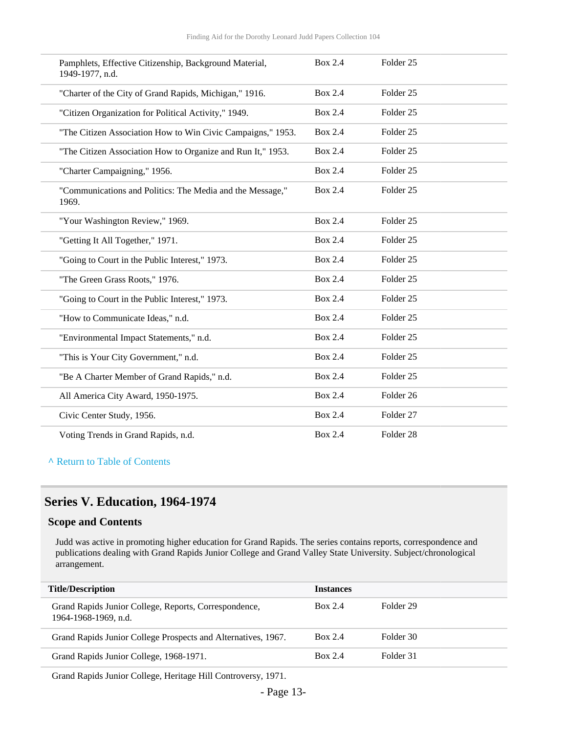| | | |
|---|---|---|
| Pamphlets, Effective Citizenship, Background Material, 1949-1977, n.d. | Box 2.4 | Folder 25 |
| "Charter of the City of Grand Rapids, Michigan," 1916. | Box 2.4 | Folder 25 |
| "Citizen Organization for Political Activity," 1949. | Box 2.4 | Folder 25 |
| "The Citizen Association How to Win Civic Campaigns," 1953. | Box 2.4 | Folder 25 |
| "The Citizen Association How to Organize and Run It," 1953. | Box 2.4 | Folder 25 |
| "Charter Campaigning," 1956. | Box 2.4 | Folder 25 |
| "Communications and Politics: The Media and the Message," 1969. | Box 2.4 | Folder 25 |
| "Your Washington Review," 1969. | Box 2.4 | Folder 25 |
| "Getting It All Together," 1971. | Box 2.4 | Folder 25 |
| "Going to Court in the Public Interest," 1973. | Box 2.4 | Folder 25 |
| "The Green Grass Roots," 1976. | Box 2.4 | Folder 25 |
| "Going to Court in the Public Interest," 1973. | Box 2.4 | Folder 25 |
| "How to Communicate Ideas," n.d. | Box 2.4 | Folder 25 |
| "Environmental Impact Statements," n.d. | Box 2.4 | Folder 25 |
| "This is Your City Government," n.d. | Box 2.4 | Folder 25 |
| "Be A Charter Member of Grand Rapids," n.d. | Box 2.4 | Folder 25 |
| All America City Award, 1950-1975. | Box 2.4 | Folder 26 |
| Civic Center Study, 1956. | Box 2.4 | Folder 27 |
| Voting Trends in Grand Rapids, n.d. | Box 2.4 | Folder 28 |

^ Return to Table of Contents

## Series V. Education, 1964-1974

### Scope and Contents

Judd was active in promoting higher education for Grand Rapids. The series contains reports, correspondence and publications dealing with Grand Rapids Junior College and Grand Valley State University. Subject/chronological arrangement.

| Title/Description | Instances | |
|---|---|---|
| Grand Rapids Junior College, Reports, Correspondence, 1964-1968-1969, n.d. | Box 2.4 | Folder 29 |
| Grand Rapids Junior College Prospects and Alternatives, 1967. | Box 2.4 | Folder 30 |
| Grand Rapids Junior College, 1968-1971. | Box 2.4 | Folder 31 |
| Grand Rapids Junior College, Heritage Hill Controversy, 1971. | | |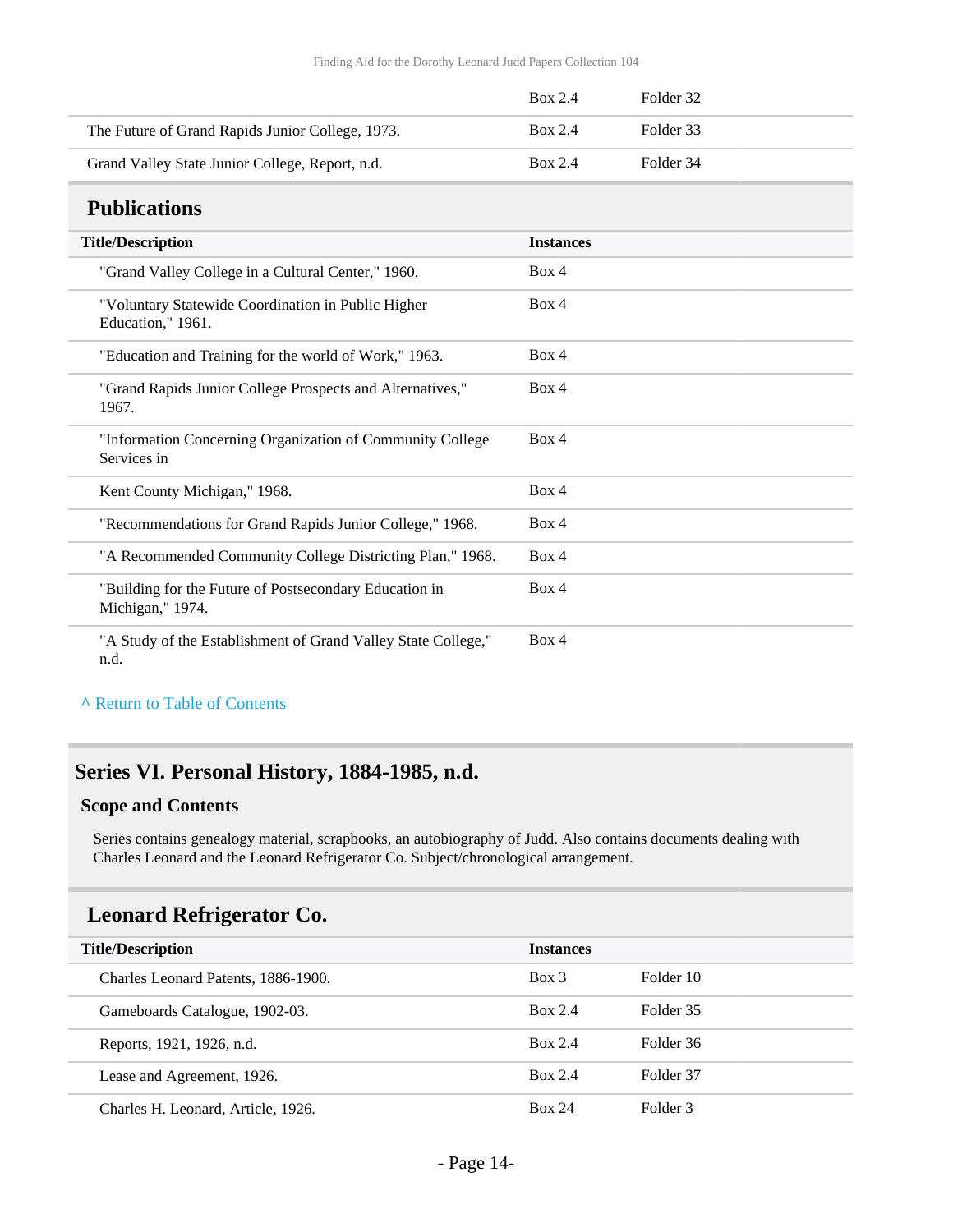| | | |
|---|---|---|
| | Box 2.4 | Folder 32 |
| The Future of Grand Rapids Junior College, 1973. | Box 2.4 | Folder 33 |
| Grand Valley State Junior College, Report, n.d. | Box 2.4 | Folder 34 |

## Publications

| Title/Description | Instances |
|---|---|
| "Grand Valley College in a Cultural Center," 1960. | Box 4 |
| "Voluntary Statewide Coordination in Public Higher Education," 1961. | Box 4 |
| "Education and Training for the world of Work," 1963. | Box 4 |
| "Grand Rapids Junior College Prospects and Alternatives," 1967. | Box 4 |
| "Information Concerning Organization of Community College Services in | Box 4 |
| Kent County Michigan," 1968. | Box 4 |
| "Recommendations for Grand Rapids Junior College," 1968. | Box 4 |
| "A Recommended Community College Districting Plan," 1968. | Box 4 |
| "Building for the Future of Postsecondary Education in Michigan," 1974. | Box 4 |
| "A Study of the Establishment of Grand Valley State College," n.d. | Box 4 |

^ Return to Table of Contents

## Series VI. Personal History, 1884-1985, n.d.

### Scope and Contents

Series contains genealogy material, scrapbooks, an autobiography of Judd. Also contains documents dealing with Charles Leonard and the Leonard Refrigerator Co. Subject/chronological arrangement.

## Leonard Refrigerator Co.

| Title/Description | Instances | |
|---|---|---|
| Charles Leonard Patents, 1886-1900. | Box 3 | Folder 10 |
| Gameboards Catalogue, 1902-03. | Box 2.4 | Folder 35 |
| Reports, 1921, 1926, n.d. | Box 2.4 | Folder 36 |
| Lease and Agreement, 1926. | Box 2.4 | Folder 37 |
| Charles H. Leonard, Article, 1926. | Box 24 | Folder 3 |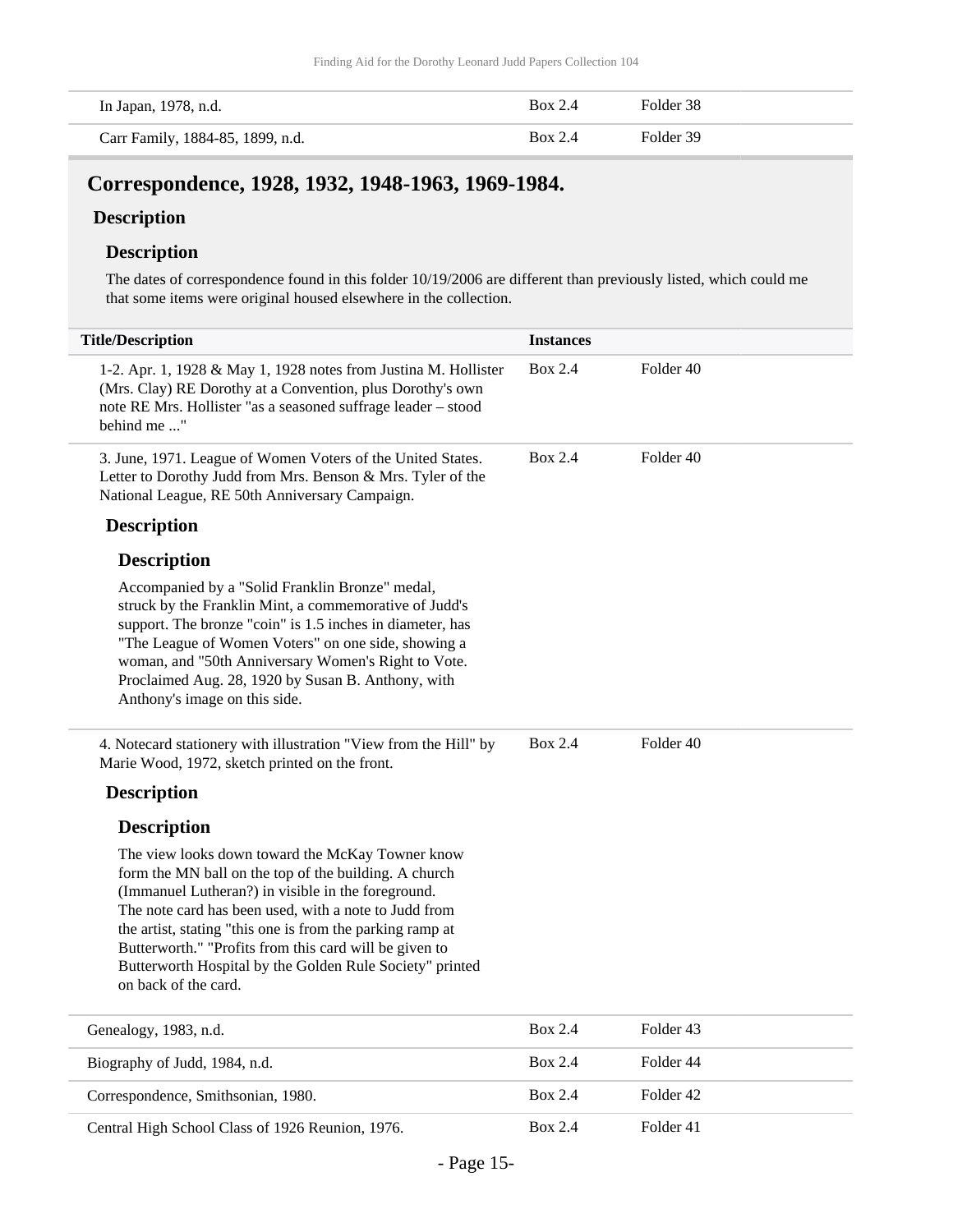| | | |
|---|---|---|
| In Japan, 1978, n.d. | Box 2.4 | Folder 38 |
| Carr Family, 1884-85, 1899, n.d. | Box 2.4 | Folder 39 |

## Correspondence, 1928, 1932, 1948-1963, 1969-1984.

### Description

#### Description

The dates of correspondence found in this folder 10/19/2006 are different than previously listed, which could me that some items were original housed elsewhere in the collection.

| Title/Description | Instances | |
|---|---|---|
| 1-2. Apr. 1, 1928 & May 1, 1928 notes from Justina M. Hollister (Mrs. Clay) RE Dorothy at a Convention, plus Dorothy's own note RE Mrs. Hollister "as a seasoned suffrage leader – stood behind me ..." | Box 2.4 | Folder 40 |
| 3. June, 1971. League of Women Voters of the United States. Letter to Dorothy Judd from Mrs. Benson & Mrs. Tyler of the National League, RE 50th Anniversary Campaign. | Box 2.4 | Folder 40 |

### Description

#### Description

Accompanied by a "Solid Franklin Bronze" medal, struck by the Franklin Mint, a commemorative of Judd's support. The bronze "coin" is 1.5 inches in diameter, has "The League of Women Voters" on one side, showing a woman, and "50th Anniversary Women's Right to Vote. Proclaimed Aug. 28, 1920 by Susan B. Anthony, with Anthony's image on this side.

| | | |
|---|---|---|
| 4. Notecard stationery with illustration "View from the Hill" by Marie Wood, 1972, sketch printed on the front. | Box 2.4 | Folder 40 |

### Description

#### Description

The view looks down toward the McKay Towner know form the MN ball on the top of the building. A church (Immanuel Lutheran?) in visible in the foreground. The note card has been used, with a note to Judd from the artist, stating "this one is from the parking ramp at Butterworth." "Profits from this card will be given to Butterworth Hospital by the Golden Rule Society" printed on back of the card.

| | | |
|---|---|---|
| Genealogy, 1983, n.d. | Box 2.4 | Folder 43 |
| Biography of Judd, 1984, n.d. | Box 2.4 | Folder 44 |
| Correspondence, Smithsonian, 1980. | Box 2.4 | Folder 42 |
| Central High School Class of 1926 Reunion, 1976. | Box 2.4 | Folder 41 |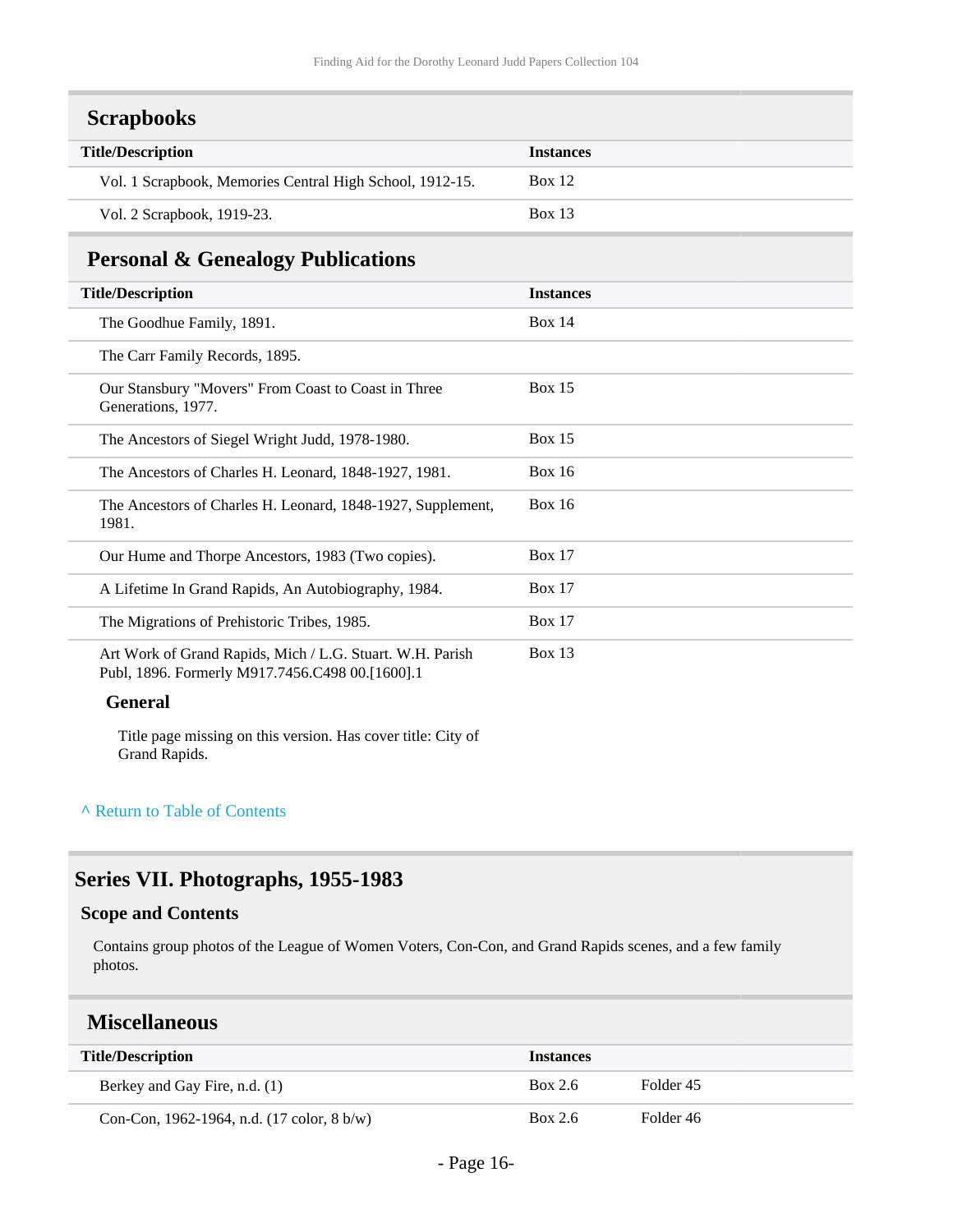## Scrapbooks

| Title/Description | Instances |
| --- | --- |
| Vol. 1 Scrapbook, Memories Central High School, 1912-15. | Box 12 |
| Vol. 2 Scrapbook, 1919-23. | Box 13 |

## Personal & Genealogy Publications

| Title/Description | Instances |
| --- | --- |
| The Goodhue Family, 1891. | Box 14 |
| The Carr Family Records, 1895. | |
| Our Stansbury "Movers" From Coast to Coast in Three Generations, 1977. | Box 15 |
| The Ancestors of Siegel Wright Judd, 1978-1980. | Box 15 |
| The Ancestors of Charles H. Leonard, 1848-1927, 1981. | Box 16 |
| The Ancestors of Charles H. Leonard, 1848-1927, Supplement, 1981. | Box 16 |
| Our Hume and Thorpe Ancestors, 1983 (Two copies). | Box 17 |
| A Lifetime In Grand Rapids, An Autobiography, 1984. | Box 17 |
| The Migrations of Prehistoric Tribes, 1985. | Box 17 |
| Art Work of Grand Rapids, Mich / L.G. Stuart. W.H. Parish Publ, 1896. Formerly M917.7456.C498 00.[1600].1 | Box 13 |

**General**

Title page missing on this version. Has cover title: City of Grand Rapids.

^ Return to Table of Contents

## Series VII. Photographs, 1955-1983

### Scope and Contents

Contains group photos of the League of Women Voters, Con-Con, and Grand Rapids scenes, and a few family photos.

## Miscellaneous

| Title/Description | Instances | |
| --- | --- | --- |
| Berkey and Gay Fire, n.d. (1) | Box 2.6 | Folder 45 |
| Con-Con, 1962-1964, n.d. (17 color, 8 b/w) | Box 2.6 | Folder 46 |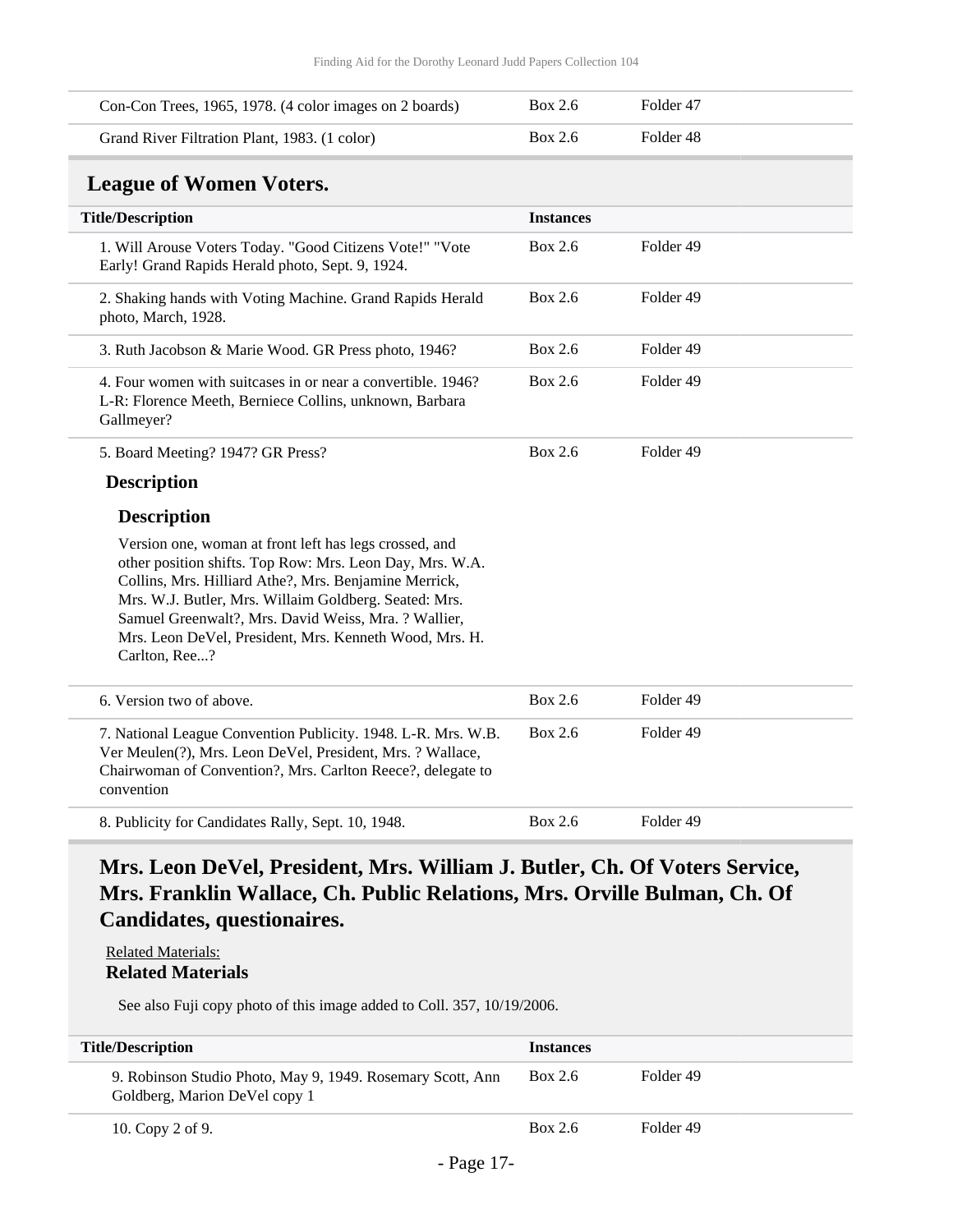| | | |
|---|---|---|
| Con-Con Trees, 1965, 1978. (4 color images on 2 boards) | Box 2.6 | Folder 47 |
| Grand River Filtration Plant, 1983. (1 color) | Box 2.6 | Folder 48 |

## League of Women Voters.

| Title/Description | Instances | |
|---|---|---|
| 1. Will Arouse Voters Today. "Good Citizens Vote!" "Vote Early! Grand Rapids Herald photo, Sept. 9, 1924. | Box 2.6 | Folder 49 |
| 2. Shaking hands with Voting Machine. Grand Rapids Herald photo, March, 1928. | Box 2.6 | Folder 49 |
| 3. Ruth Jacobson & Marie Wood. GR Press photo, 1946? | Box 2.6 | Folder 49 |
| 4. Four women with suitcases in or near a convertible. 1946? L-R: Florence Meeth, Berniece Collins, unknown, Barbara Gallmeyer? | Box 2.6 | Folder 49 |
| 5. Board Meeting? 1947? GR Press? | Box 2.6 | Folder 49 |

**Description**

**Description**

Version one, woman at front left has legs crossed, and other position shifts. Top Row: Mrs. Leon Day, Mrs. W.A. Collins, Mrs. Hilliard Athe?, Mrs. Benjamine Merrick, Mrs. W.J. Butler, Mrs. Willaim Goldberg. Seated: Mrs. Samuel Greenwalt?, Mrs. David Weiss, Mra. ? Wallier, Mrs. Leon DeVel, President, Mrs. Kenneth Wood, Mrs. H. Carlton, Ree...?

| | | |
|---|---|---|
| 6. Version two of above. | Box 2.6 | Folder 49 |
| 7. National League Convention Publicity. 1948. L-R. Mrs. W.B. Ver Meulen(?), Mrs. Leon DeVel, President, Mrs. ? Wallace, Chairwoman of Convention?, Mrs. Carlton Reece?, delegate to convention | Box 2.6 | Folder 49 |
| 8. Publicity for Candidates Rally, Sept. 10, 1948. | Box 2.6 | Folder 49 |

## Mrs. Leon DeVel, President, Mrs. William J. Butler, Ch. Of Voters Service, Mrs. Franklin Wallace, Ch. Public Relations, Mrs. Orville Bulman, Ch. Of Candidates, questionaires.

Related Materials:

**Related Materials**

See also Fuji copy photo of this image added to Coll. 357, 10/19/2006.

| Title/Description | Instances | |
|---|---|---|
| 9. Robinson Studio Photo, May 9, 1949. Rosemary Scott, Ann Goldberg, Marion DeVel copy 1 | Box 2.6 | Folder 49 |
| 10. Copy 2 of 9. | Box 2.6 | Folder 49 |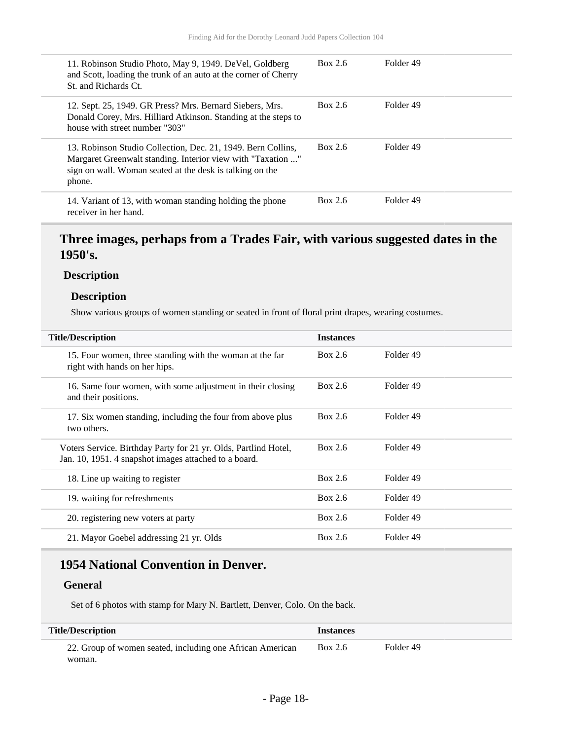| | | |
|---|---|---|
| 11. Robinson Studio Photo, May 9, 1949. DeVel, Goldberg and Scott, loading the trunk of an auto at the corner of Cherry St. and Richards Ct. | Box 2.6 | Folder 49 |
| 12. Sept. 25, 1949. GR Press? Mrs. Bernard Siebers, Mrs. Donald Corey, Mrs. Hilliard Atkinson. Standing at the steps to house with street number "303" | Box 2.6 | Folder 49 |
| 13. Robinson Studio Collection, Dec. 21, 1949. Bern Collins, Margaret Greenwalt standing. Interior view with "Taxation ..." sign on wall. Woman seated at the desk is talking on the phone. | Box 2.6 | Folder 49 |
| 14. Variant of 13, with woman standing holding the phone receiver in her hand. | Box 2.6 | Folder 49 |

## Three images, perhaps from a Trades Fair, with various suggested dates in the 1950's.

### Description

#### Description

Show various groups of women standing or seated in front of floral print drapes, wearing costumes.

| Title/Description | Instances | |
|---|---|---|
| 15. Four women, three standing with the woman at the far right with hands on her hips. | Box 2.6 | Folder 49 |
| 16. Same four women, with some adjustment in their closing and their positions. | Box 2.6 | Folder 49 |
| 17. Six women standing, including the four from above plus two others. | Box 2.6 | Folder 49 |
| Voters Service. Birthday Party for 21 yr. Olds, Partlind Hotel, Jan. 10, 1951. 4 snapshot images attached to a board. | Box 2.6 | Folder 49 |
| 18. Line up waiting to register | Box 2.6 | Folder 49 |
| 19. waiting for refreshments | Box 2.6 | Folder 49 |
| 20. registering new voters at party | Box 2.6 | Folder 49 |
| 21. Mayor Goebel addressing 21 yr. Olds | Box 2.6 | Folder 49 |

## 1954 National Convention in Denver.

### General

Set of 6 photos with stamp for Mary N. Bartlett, Denver, Colo. On the back.

| Title/Description | Instances | |
|---|---|---|
| 22. Group of women seated, including one African American woman. | Box 2.6 | Folder 49 |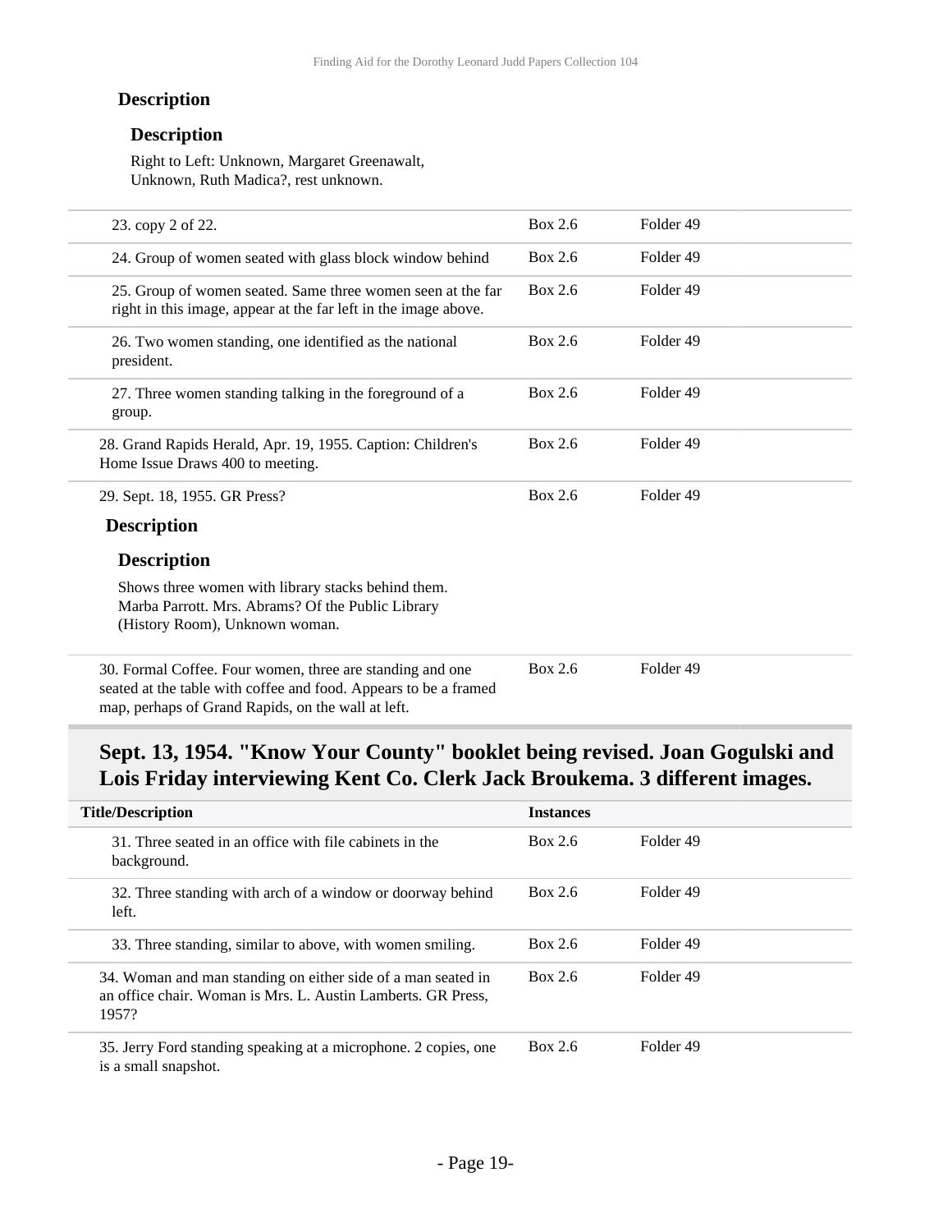#### Description

##### Description

Right to Left: Unknown, Margaret Greenawalt, Unknown, Ruth Madica?, rest unknown.

| | | |
|---|---|---|
| 23. copy 2 of 22. | Box 2.6 | Folder 49 |
| 24. Group of women seated with glass block window behind | Box 2.6 | Folder 49 |
| 25. Group of women seated. Same three women seen at the far right in this image, appear at the far left in the image above. | Box 2.6 | Folder 49 |
| 26. Two women standing, one identified as the national president. | Box 2.6 | Folder 49 |
| 27. Three women standing talking in the foreground of a group. | Box 2.6 | Folder 49 |
| 28. Grand Rapids Herald, Apr. 19, 1955. Caption: Children's Home Issue Draws 400 to meeting. | Box 2.6 | Folder 49 |
| 29. Sept. 18, 1955. GR Press? | Box 2.6 | Folder 49 |

#### Description

##### Description

Shows three women with library stacks behind them. Marba Parrott. Mrs. Abrams? Of the Public Library (History Room), Unknown woman.

| | | |
|---|---|---|
| 30. Formal Coffee. Four women, three are standing and one seated at the table with coffee and food. Appears to be a framed map, perhaps of Grand Rapids, on the wall at left. | Box 2.6 | Folder 49 |

## Sept. 13, 1954. "Know Your County" booklet being revised. Joan Gogulski and Lois Friday interviewing Kent Co. Clerk Jack Broukema. 3 different images.

| Title/Description | Instances | |
|---|---|---|
| 31. Three seated in an office with file cabinets in the background. | Box 2.6 | Folder 49 |
| 32. Three standing with arch of a window or doorway behind left. | Box 2.6 | Folder 49 |
| 33. Three standing, similar to above, with women smiling. | Box 2.6 | Folder 49 |
| 34. Woman and man standing on either side of a man seated in an office chair. Woman is Mrs. L. Austin Lamberts. GR Press, 1957? | Box 2.6 | Folder 49 |
| 35. Jerry Ford standing speaking at a microphone. 2 copies, one is a small snapshot. | Box 2.6 | Folder 49 |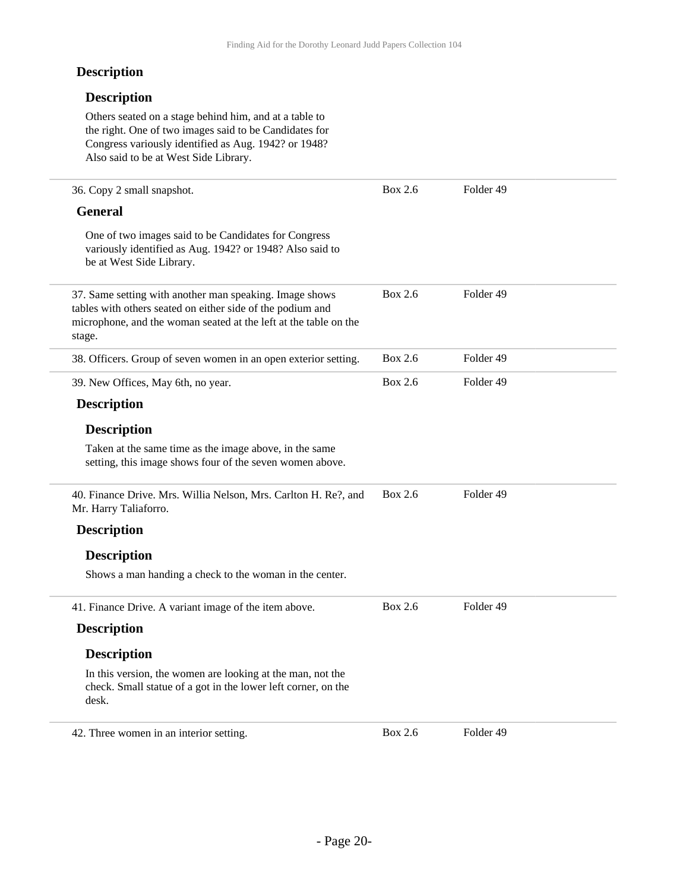#### Description

##### Description

Others seated on a stage behind him, and at a table to the right. One of two images said to be Candidates for Congress variously identified as Aug. 1942? or 1948? Also said to be at West Side Library.

---

36. Copy 2 small snapshot. — Box 2.6 — Folder 49

#### General

One of two images said to be Candidates for Congress variously identified as Aug. 1942? or 1948? Also said to be at West Side Library.

---

37. Same setting with another man speaking. Image shows tables with others seated on either side of the podium and microphone, and the woman seated at the left at the table on the stage. — Box 2.6 — Folder 49

---

38. Officers. Group of seven women in an open exterior setting. — Box 2.6 — Folder 49

---

39. New Offices, May 6th, no year. — Box 2.6 — Folder 49

#### Description

##### Description

Taken at the same time as the image above, in the same setting, this image shows four of the seven women above.

---

40. Finance Drive. Mrs. Willia Nelson, Mrs. Carlton H. Re?, and Mr. Harry Taliaforro. — Box 2.6 — Folder 49

#### Description

##### Description

Shows a man handing a check to the woman in the center.

---

41. Finance Drive. A variant image of the item above. — Box 2.6 — Folder 49

#### Description

##### Description

In this version, the women are looking at the man, not the check. Small statue of a got in the lower left corner, on the desk.

---

42. Three women in an interior setting. — Box 2.6 — Folder 49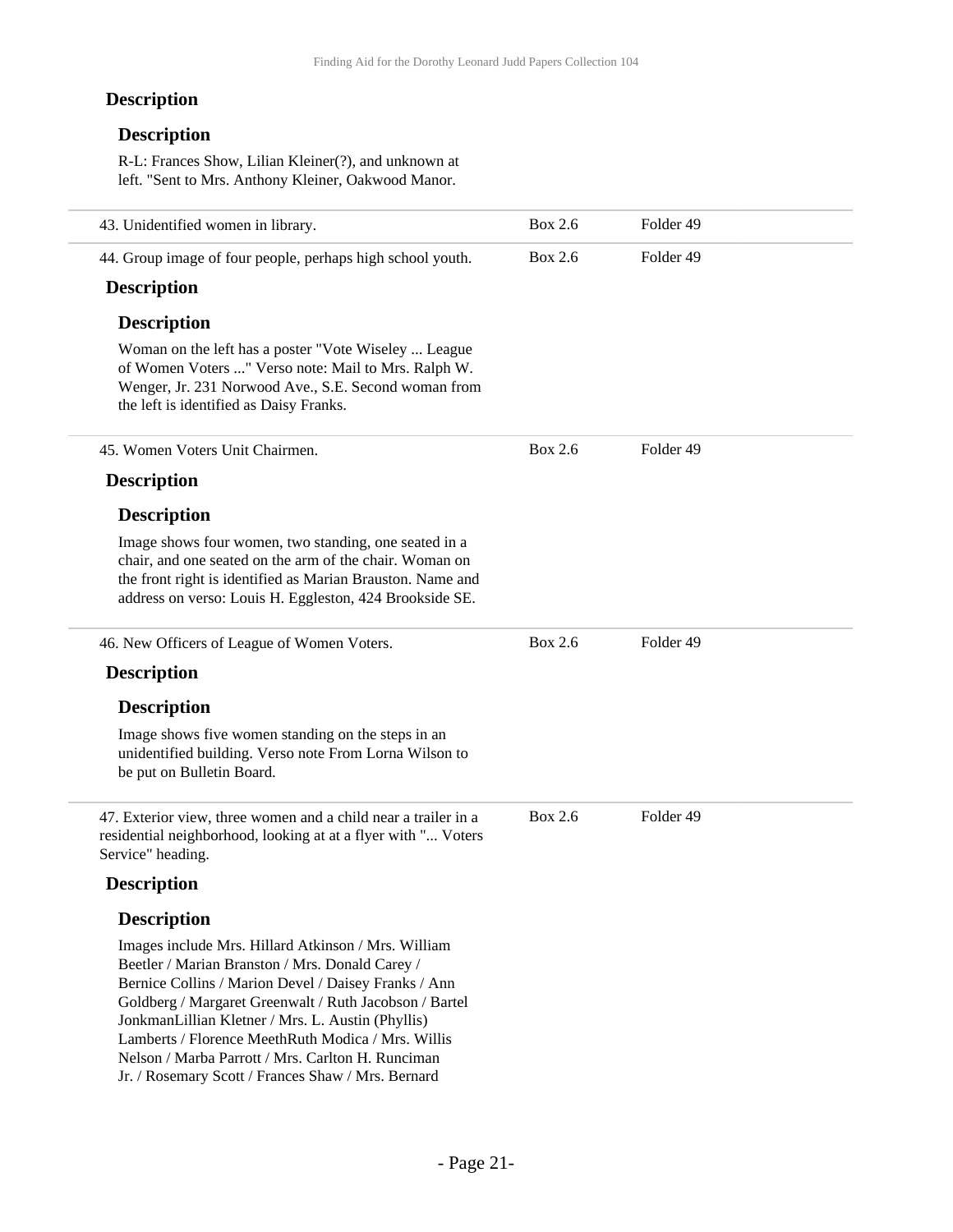#### Description

##### Description

R-L: Frances Show, Lilian Kleiner(?), and unknown at left. "Sent to Mrs. Anthony Kleiner, Oakwood Manor.

| | | |
|---|---|---|
| 43. Unidentified women in library. | Box 2.6 | Folder 49 |
| 44. Group image of four people, perhaps high school youth. | Box 2.6 | Folder 49 |

#### Description

##### Description

Woman on the left has a poster "Vote Wiseley ... League of Women Voters ..." Verso note: Mail to Mrs. Ralph W. Wenger, Jr. 231 Norwood Ave., S.E. Second woman from the left is identified as Daisy Franks.

| | | |
|---|---|---|
| 45. Women Voters Unit Chairmen. | Box 2.6 | Folder 49 |

#### Description

##### Description

Image shows four women, two standing, one seated in a chair, and one seated on the arm of the chair. Woman on the front right is identified as Marian Brauston. Name and address on verso: Louis H. Eggleston, 424 Brookside SE.

| | | |
|---|---|---|
| 46. New Officers of League of Women Voters. | Box 2.6 | Folder 49 |

#### Description

##### Description

Image shows five women standing on the steps in an unidentified building. Verso note From Lorna Wilson to be put on Bulletin Board.

| | | |
|---|---|---|
| 47. Exterior view, three women and a child near a trailer in a residential neighborhood, looking at at a flyer with "... Voters Service" heading. | Box 2.6 | Folder 49 |

#### Description

##### Description

Images include Mrs. Hillard Atkinson / Mrs. William Beetler / Marian Branston / Mrs. Donald Carey / Bernice Collins / Marion Devel / Daisey Franks / Ann Goldberg / Margaret Greenwalt / Ruth Jacobson / Bartel JonkmanLillian Kletner / Mrs. L. Austin (Phyllis) Lamberts / Florence MeethRuth Modica / Mrs. Willis Nelson / Marba Parrott / Mrs. Carlton H. Runciman Jr. / Rosemary Scott / Frances Shaw / Mrs. Bernard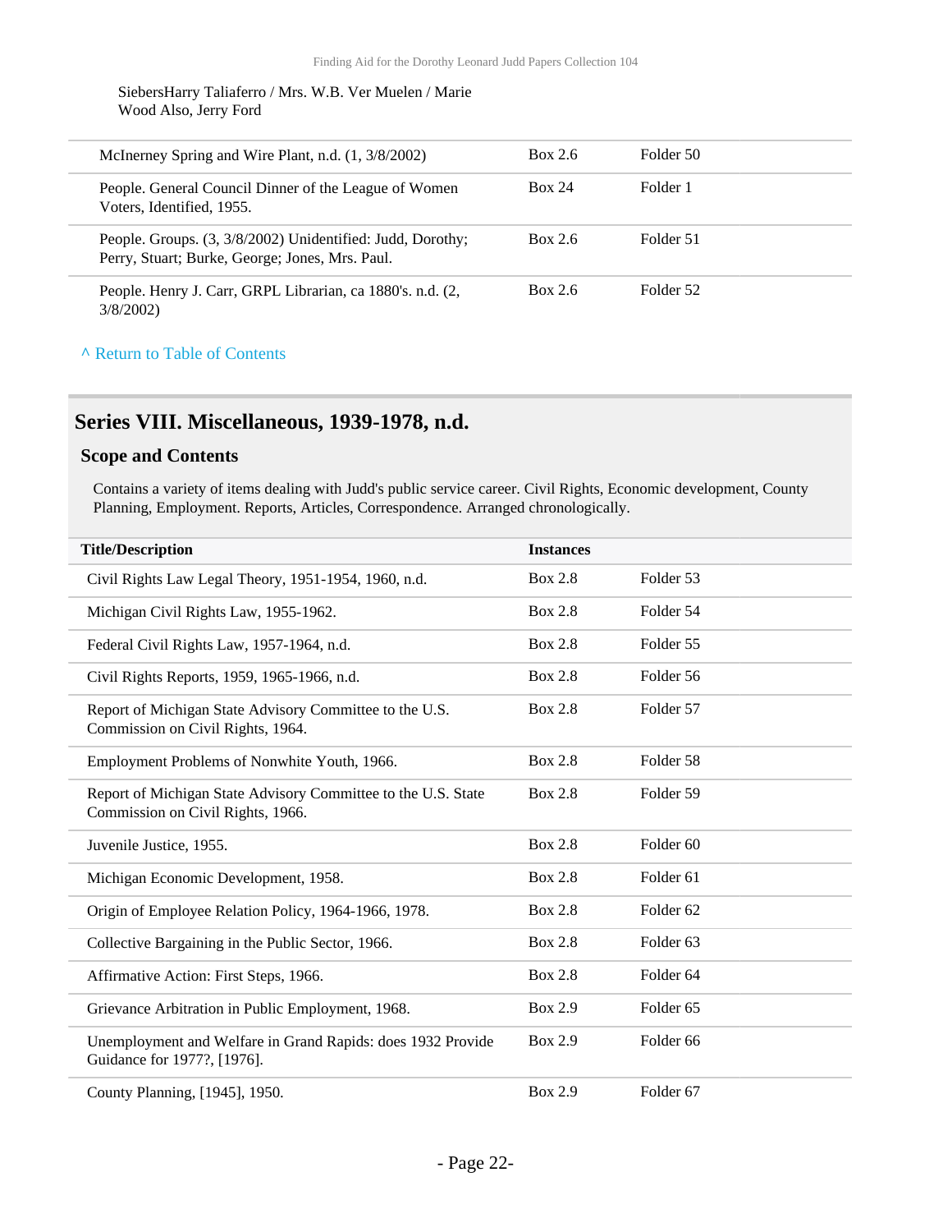SiebersHarry Taliaferro / Mrs. W.B. Ver Muelen / Marie Wood Also, Jerry Ford

| | | |
|---|---|---|
| McInerney Spring and Wire Plant, n.d. (1, 3/8/2002) | Box 2.6 | Folder 50 |
| People. General Council Dinner of the League of Women Voters, Identified, 1955. | Box 24 | Folder 1 |
| People. Groups. (3, 3/8/2002) Unidentified: Judd, Dorothy; Perry, Stuart; Burke, George; Jones, Mrs. Paul. | Box 2.6 | Folder 51 |
| People. Henry J. Carr, GRPL Librarian, ca 1880's. n.d. (2, 3/8/2002) | Box 2.6 | Folder 52 |

^ Return to Table of Contents

## Series VIII. Miscellaneous, 1939-1978, n.d.

### Scope and Contents

Contains a variety of items dealing with Judd's public service career. Civil Rights, Economic development, County Planning, Employment. Reports, Articles, Correspondence. Arranged chronologically.

| Title/Description | Instances | |
|---|---|---|
| Civil Rights Law Legal Theory, 1951-1954, 1960, n.d. | Box 2.8 | Folder 53 |
| Michigan Civil Rights Law, 1955-1962. | Box 2.8 | Folder 54 |
| Federal Civil Rights Law, 1957-1964, n.d. | Box 2.8 | Folder 55 |
| Civil Rights Reports, 1959, 1965-1966, n.d. | Box 2.8 | Folder 56 |
| Report of Michigan State Advisory Committee to the U.S. Commission on Civil Rights, 1964. | Box 2.8 | Folder 57 |
| Employment Problems of Nonwhite Youth, 1966. | Box 2.8 | Folder 58 |
| Report of Michigan State Advisory Committee to the U.S. State Commission on Civil Rights, 1966. | Box 2.8 | Folder 59 |
| Juvenile Justice, 1955. | Box 2.8 | Folder 60 |
| Michigan Economic Development, 1958. | Box 2.8 | Folder 61 |
| Origin of Employee Relation Policy, 1964-1966, 1978. | Box 2.8 | Folder 62 |
| Collective Bargaining in the Public Sector, 1966. | Box 2.8 | Folder 63 |
| Affirmative Action: First Steps, 1966. | Box 2.8 | Folder 64 |
| Grievance Arbitration in Public Employment, 1968. | Box 2.9 | Folder 65 |
| Unemployment and Welfare in Grand Rapids: does 1932 Provide Guidance for 1977?, [1976]. | Box 2.9 | Folder 66 |
| County Planning, [1945], 1950. | Box 2.9 | Folder 67 |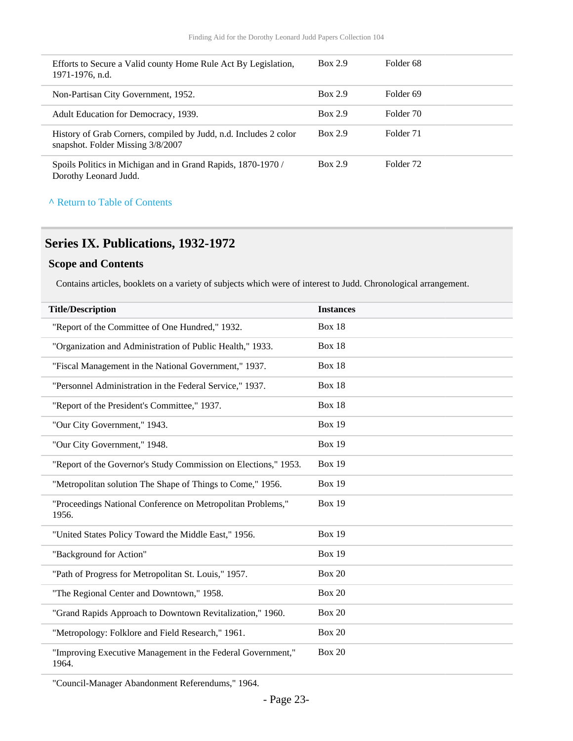| | | |
|---|---|---|
| Efforts to Secure a Valid county Home Rule Act By Legislation, 1971-1976, n.d. | Box 2.9 | Folder 68 |
| Non-Partisan City Government, 1952. | Box 2.9 | Folder 69 |
| Adult Education for Democracy, 1939. | Box 2.9 | Folder 70 |
| History of Grab Corners, compiled by Judd, n.d. Includes 2 color snapshot. Folder Missing 3/8/2007 | Box 2.9 | Folder 71 |
| Spoils Politics in Michigan and in Grand Rapids, 1870-1970 / Dorothy Leonard Judd. | Box 2.9 | Folder 72 |

^ Return to Table of Contents

## Series IX. Publications, 1932-1972

### Scope and Contents

Contains articles, booklets on a variety of subjects which were of interest to Judd. Chronological arrangement.

| Title/Description | Instances |
|---|---|
| "Report of the Committee of One Hundred," 1932. | Box 18 |
| "Organization and Administration of Public Health," 1933. | Box 18 |
| "Fiscal Management in the National Government," 1937. | Box 18 |
| "Personnel Administration in the Federal Service," 1937. | Box 18 |
| "Report of the President's Committee," 1937. | Box 18 |
| "Our City Government," 1943. | Box 19 |
| "Our City Government," 1948. | Box 19 |
| "Report of the Governor's Study Commission on Elections," 1953. | Box 19 |
| "Metropolitan solution The Shape of Things to Come," 1956. | Box 19 |
| "Proceedings National Conference on Metropolitan Problems," 1956. | Box 19 |
| "United States Policy Toward the Middle East," 1956. | Box 19 |
| "Background for Action" | Box 19 |
| "Path of Progress for Metropolitan St. Louis," 1957. | Box 20 |
| "The Regional Center and Downtown," 1958. | Box 20 |
| "Grand Rapids Approach to Downtown Revitalization," 1960. | Box 20 |
| "Metropology: Folklore and Field Research," 1961. | Box 20 |
| "Improving Executive Management in the Federal Government," 1964. | Box 20 |
| "Council-Manager Abandonment Referendums," 1964. | |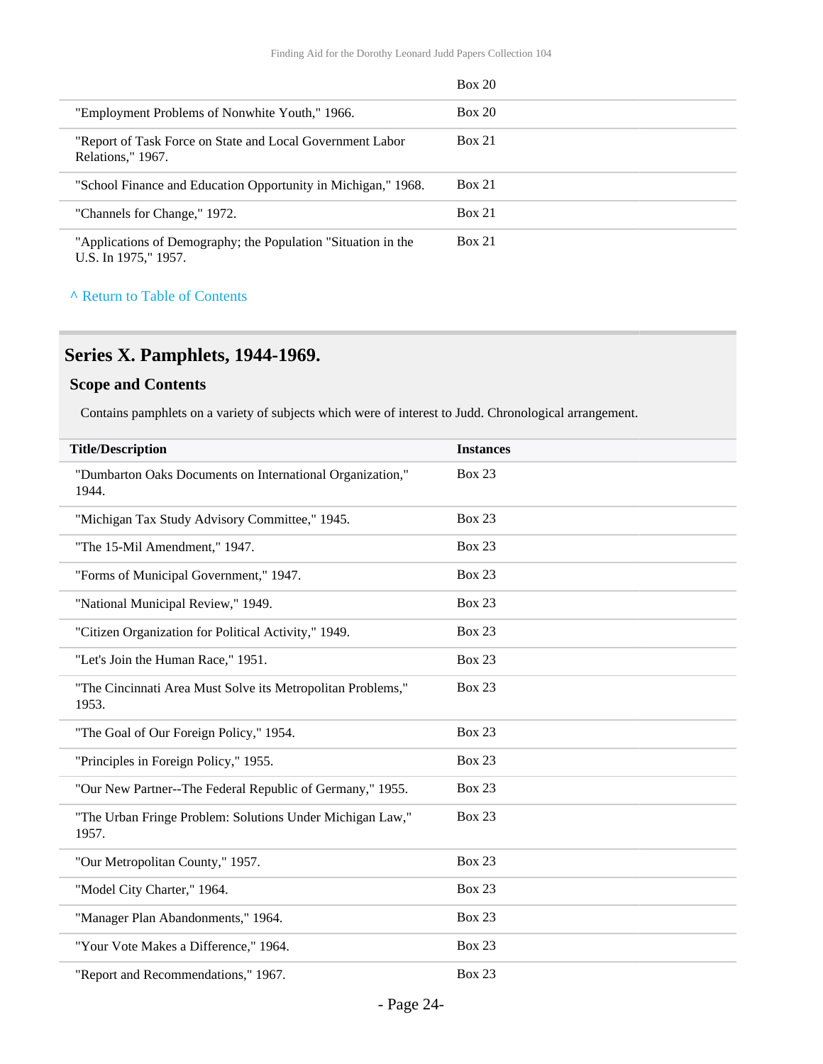| | Box 20 |
|---|---|
| "Employment Problems of Nonwhite Youth," 1966. | Box 20 |
| "Report of Task Force on State and Local Government Labor Relations," 1967. | Box 21 |
| "School Finance and Education Opportunity in Michigan," 1968. | Box 21 |
| "Channels for Change," 1972. | Box 21 |
| "Applications of Demography; the Population "Situation in the U.S. In 1975," 1957. | Box 21 |

^ Return to Table of Contents

## Series X. Pamphlets, 1944-1969.

### Scope and Contents

Contains pamphlets on a variety of subjects which were of interest to Judd. Chronological arrangement.

| Title/Description | Instances |
|---|---|
| "Dumbarton Oaks Documents on International Organization," 1944. | Box 23 |
| "Michigan Tax Study Advisory Committee," 1945. | Box 23 |
| "The 15-Mil Amendment," 1947. | Box 23 |
| "Forms of Municipal Government," 1947. | Box 23 |
| "National Municipal Review," 1949. | Box 23 |
| "Citizen Organization for Political Activity," 1949. | Box 23 |
| "Let's Join the Human Race," 1951. | Box 23 |
| "The Cincinnati Area Must Solve its Metropolitan Problems," 1953. | Box 23 |
| "The Goal of Our Foreign Policy," 1954. | Box 23 |
| "Principles in Foreign Policy," 1955. | Box 23 |
| "Our New Partner--The Federal Republic of Germany," 1955. | Box 23 |
| "The Urban Fringe Problem: Solutions Under Michigan Law," 1957. | Box 23 |
| "Our Metropolitan County," 1957. | Box 23 |
| "Model City Charter," 1964. | Box 23 |
| "Manager Plan Abandonments," 1964. | Box 23 |
| "Your Vote Makes a Difference," 1964. | Box 23 |
| "Report and Recommendations," 1967. | Box 23 |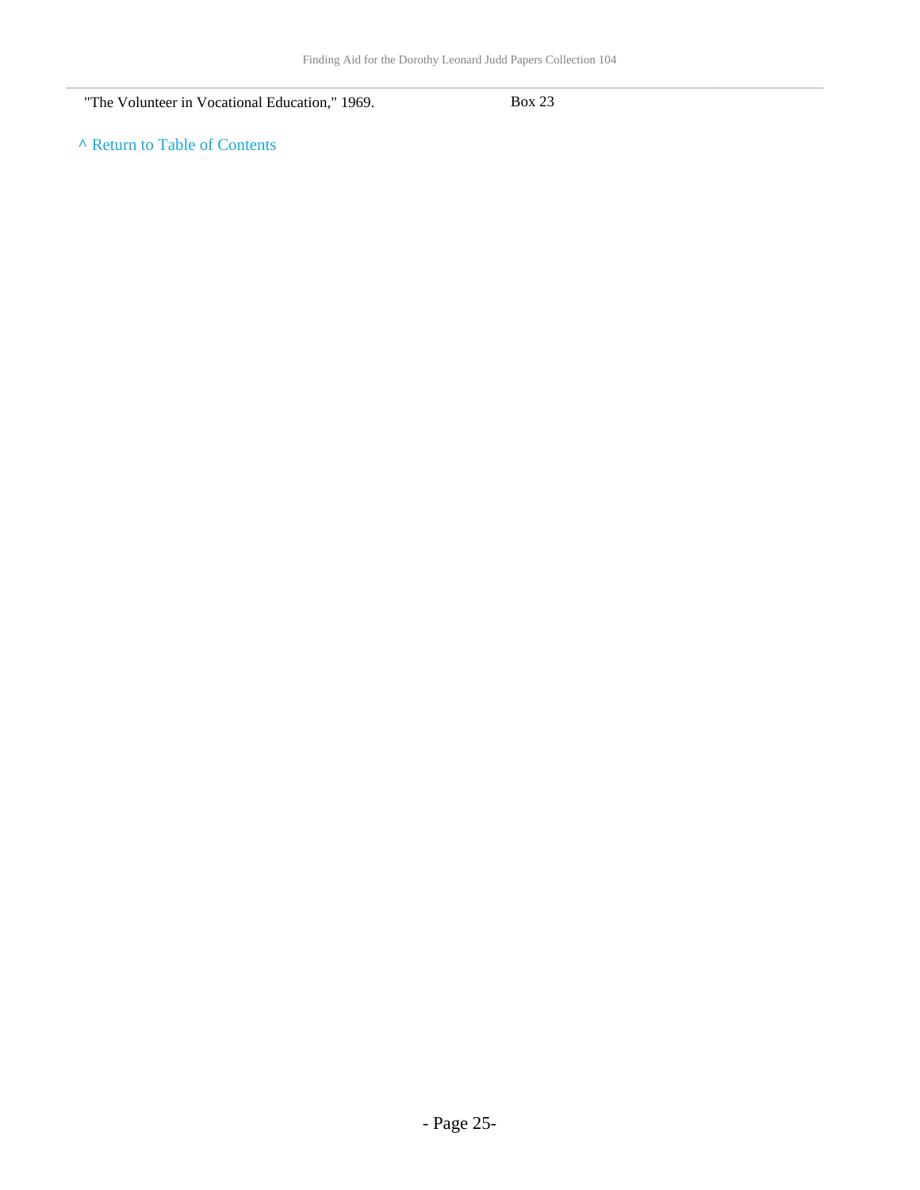| | |
|---|---|
| "The Volunteer in Vocational Education," 1969. | Box 23 |

^ Return to Table of Contents